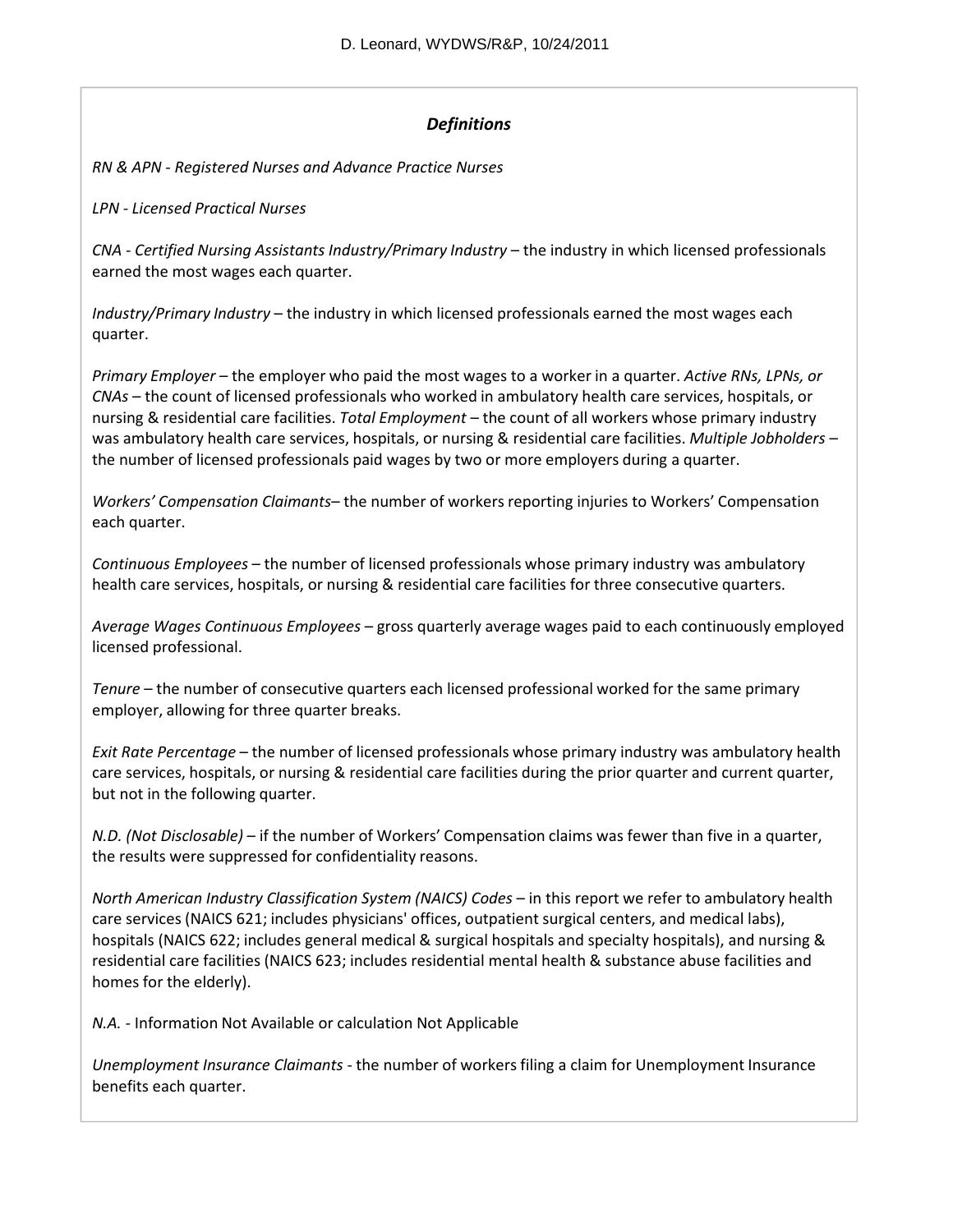D. Leonard, WYDWS/R&P, 10/24/2011

### *Definitions*

*RN & APN - Registered Nurses and Advance Practice Nurses*

*LPN - Licensed Practical Nurses*

*CNA - Certified Nursing Assistants Industry/Primary Industry* – the industry in which licensed professionals earned the most wages each quarter.

*Industry/Primary Industry* – the industry in which licensed professionals earned the most wages each quarter.

*Primary Employer* – the employer who paid the most wages to a worker in a quarter. *Active RNs, LPNs, or CNAs* – the count of licensed professionals who worked in ambulatory health care services, hospitals, or nursing & residential care facilities. *Total Employment* – the count of all workers whose primary industry was ambulatory health care services, hospitals, or nursing & residential care facilities. *Multiple Jobholders* – the number of licensed professionals paid wages by two or more employers during a quarter.

*Workers' Compensation Claimants*– the number of workers reporting injuries to Workers' Compensation each quarter.

*Continuous Employees* – the number of licensed professionals whose primary industry was ambulatory health care services, hospitals, or nursing & residential care facilities for three consecutive quarters.

*Average Wages Continuous Employees* – gross quarterly average wages paid to each continuously employed licensed professional.

*Tenure* – the number of consecutive quarters each licensed professional worked for the same primary employer, allowing for three quarter breaks.

*Exit Rate Percentage* – the number of licensed professionals whose primary industry was ambulatory health care services, hospitals, or nursing & residential care facilities during the prior quarter and current quarter, but not in the following quarter.

*N.D. (Not Disclosable)* – if the number of Workers' Compensation claims was fewer than five in a quarter, the results were suppressed for confidentiality reasons.

*North American Industry Classification System (NAICS) Codes* – in this report we refer to ambulatory health care services (NAICS 621; includes physicians' offices, outpatient surgical centers, and medical labs), hospitals (NAICS 622; includes general medical & surgical hospitals and specialty hospitals), and nursing & residential care facilities (NAICS 623; includes residential mental health & substance abuse facilities and homes for the elderly).

*N.A.* - Information Not Available or calculation Not Applicable

*Unemployment Insurance Claimants* - the number of workers filing a claim for Unemployment Insurance benefits each quarter.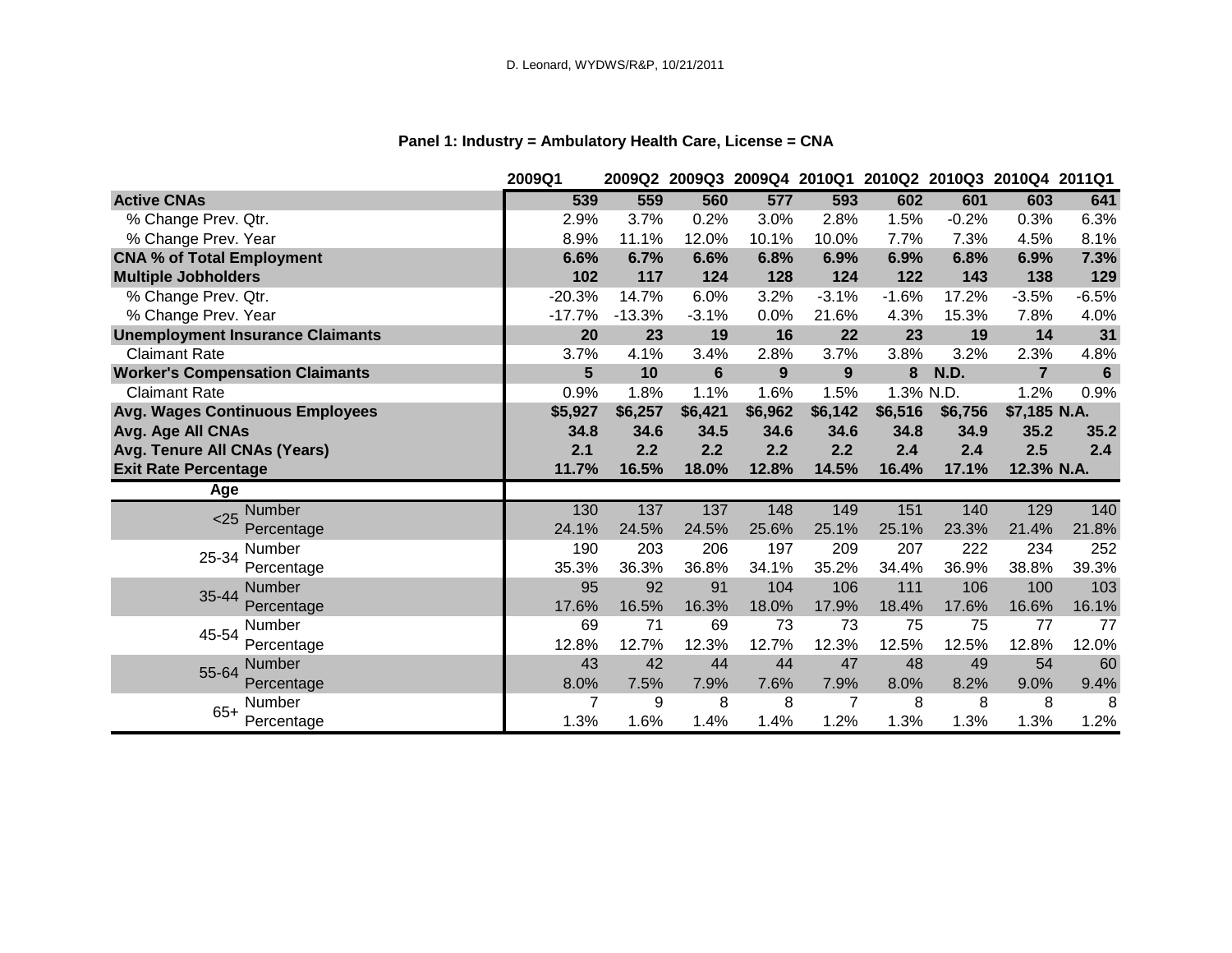D. Leonard, WYDWS/R&P, 10/21/2011

## Panel 1: Industry = Ambulatory Health Care, License = CNA

| | | 2009Q1 | 2009Q2 | 2009Q3 | 2009Q4 | 2010Q1 | 2010Q2 | 2010Q3 | 2010Q4 | 2011Q1 |
|---|---|---|---|---|---|---|---|---|---|---|
| **Active CNAs** | | **539** | **559** | **560** | **577** | **593** | **602** | **601** | **603** | **641** |
| % Change Prev. Qtr. | | 2.9% | 3.7% | 0.2% | 3.0% | 2.8% | 1.5% | -0.2% | 0.3% | 6.3% |
| % Change Prev. Year | | 8.9% | 11.1% | 12.0% | 10.1% | 10.0% | 7.7% | 7.3% | 4.5% | 8.1% |
| **CNA % of Total Employment** | | **6.6%** | **6.7%** | **6.6%** | **6.8%** | **6.9%** | **6.9%** | **6.8%** | **6.9%** | **7.3%** |
| **Multiple Jobholders** | | **102** | **117** | **124** | **128** | **124** | **122** | **143** | **138** | **129** |
| % Change Prev. Qtr. | | -20.3% | 14.7% | 6.0% | 3.2% | -3.1% | -1.6% | 17.2% | -3.5% | -6.5% |
| % Change Prev. Year | | -17.7% | -13.3% | -3.1% | 0.0% | 21.6% | 4.3% | 15.3% | 7.8% | 4.0% |
| **Unemployment Insurance Claimants** | | **20** | **23** | **19** | **16** | **22** | **23** | **19** | **14** | **31** |
| Claimant Rate | | 3.7% | 4.1% | 3.4% | 2.8% | 3.7% | 3.8% | 3.2% | 2.3% | 4.8% |
| **Worker's Compensation Claimants** | | **5** | **10** | **6** | **9** | **9** | **8** | **N.D.** | **7** | **6** |
| Claimant Rate | | 0.9% | 1.8% | 1.1% | 1.6% | 1.5% | 1.3% | N.D. | 1.2% | 0.9% |
| **Avg. Wages Continuous Employees** | | **$5,927** | **$6,257** | **$6,421** | **$6,962** | **$6,142** | **$6,516** | **$6,756** | **$7,185** | **N.A.** |
| **Avg. Age All CNAs** | | **34.8** | **34.6** | **34.5** | **34.6** | **34.6** | **34.8** | **34.9** | **35.2** | **35.2** |
| **Avg. Tenure All CNAs (Years)** | | **2.1** | **2.2** | **2.2** | **2.2** | **2.2** | **2.4** | **2.4** | **2.5** | **2.4** |
| **Exit Rate Percentage** | | **11.7%** | **16.5%** | **18.0%** | **12.8%** | **14.5%** | **16.4%** | **17.1%** | **12.3%** | **N.A.** |
| **Age** | | | | | | | | | | |
| <25 | Number | 130 | 137 | 137 | 148 | 149 | 151 | 140 | 129 | 140 |
| | Percentage | 24.1% | 24.5% | 24.5% | 25.6% | 25.1% | 25.1% | 23.3% | 21.4% | 21.8% |
| 25-34 | Number | 190 | 203 | 206 | 197 | 209 | 207 | 222 | 234 | 252 |
| | Percentage | 35.3% | 36.3% | 36.8% | 34.1% | 35.2% | 34.4% | 36.9% | 38.8% | 39.3% |
| 35-44 | Number | 95 | 92 | 91 | 104 | 106 | 111 | 106 | 100 | 103 |
| | Percentage | 17.6% | 16.5% | 16.3% | 18.0% | 17.9% | 18.4% | 17.6% | 16.6% | 16.1% |
| 45-54 | Number | 69 | 71 | 69 | 73 | 73 | 75 | 75 | 77 | 77 |
| | Percentage | 12.8% | 12.7% | 12.3% | 12.7% | 12.3% | 12.5% | 12.5% | 12.8% | 12.0% |
| 55-64 | Number | 43 | 42 | 44 | 44 | 47 | 48 | 49 | 54 | 60 |
| | Percentage | 8.0% | 7.5% | 7.9% | 7.6% | 7.9% | 8.0% | 8.2% | 9.0% | 9.4% |
| 65+ | Number | 7 | 9 | 8 | 8 | 7 | 8 | 8 | 8 | 8 |
| | Percentage | 1.3% | 1.6% | 1.4% | 1.4% | 1.2% | 1.3% | 1.3% | 1.3% | 1.2% |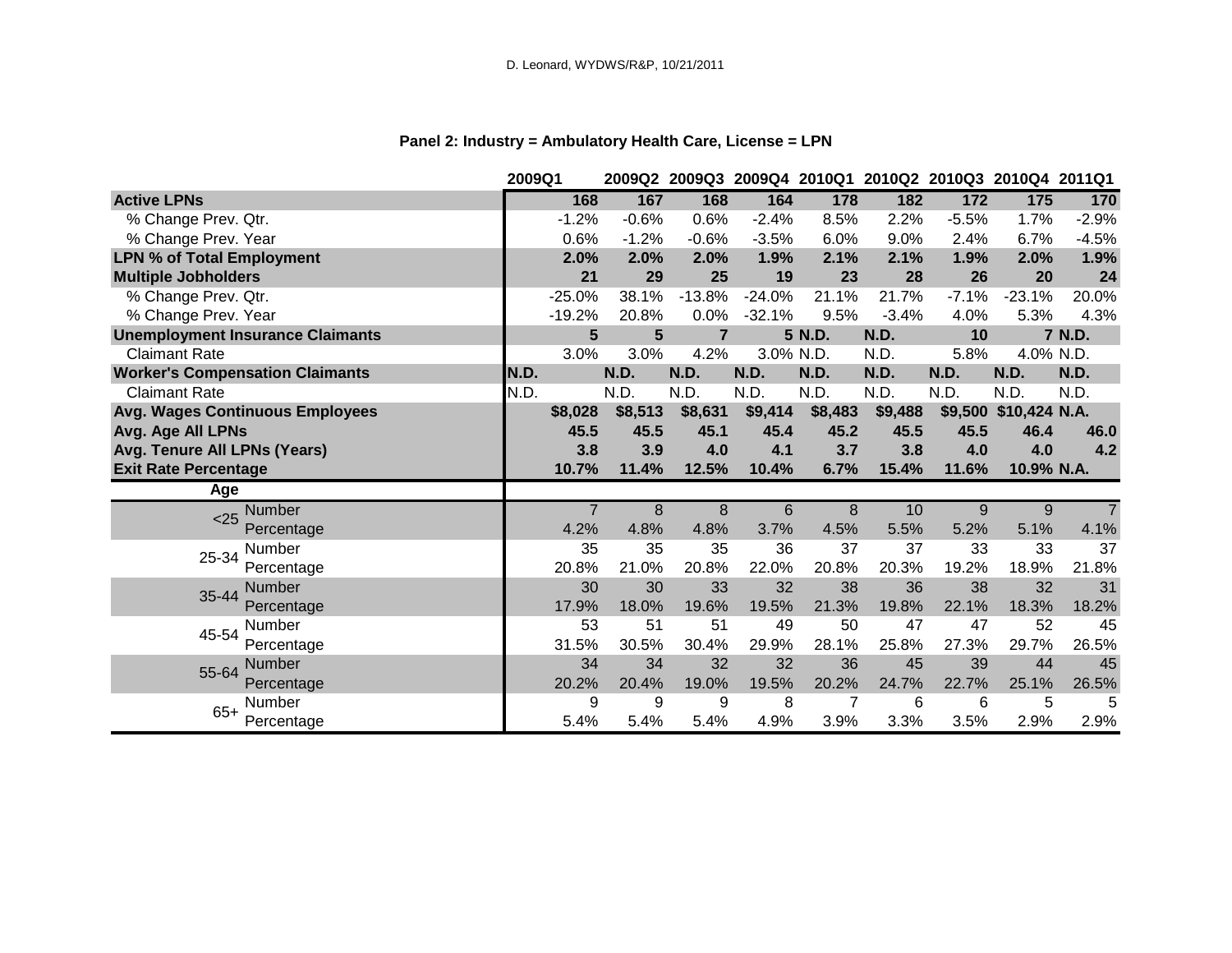D. Leonard, WYDWS/R&P, 10/21/2011

### Panel 2: Industry = Ambulatory Health Care, License = LPN

| | | 2009Q1 | 2009Q2 | 2009Q3 | 2009Q4 | 2010Q1 | 2010Q2 | 2010Q3 | 2010Q4 | 2011Q1 |
|---|---|---|---|---|---|---|---|---|---|---|
| **Active LPNs** | | **168** | **167** | **168** | **164** | **178** | **182** | **172** | **175** | **170** |
| % Change Prev. Qtr. | | -1.2% | -0.6% | 0.6% | -2.4% | 8.5% | 2.2% | -5.5% | 1.7% | -2.9% |
| % Change Prev. Year | | 0.6% | -1.2% | -0.6% | -3.5% | 6.0% | 9.0% | 2.4% | 6.7% | -4.5% |
| **LPN % of Total Employment** | | **2.0%** | **2.0%** | **2.0%** | **1.9%** | **2.1%** | **2.1%** | **1.9%** | **2.0%** | **1.9%** |
| **Multiple Jobholders** | | **21** | **29** | **25** | **19** | **23** | **28** | **26** | **20** | **24** |
| % Change Prev. Qtr. | | -25.0% | 38.1% | -13.8% | -24.0% | 21.1% | 21.7% | -7.1% | -23.1% | 20.0% |
| % Change Prev. Year | | -19.2% | 20.8% | 0.0% | -32.1% | 9.5% | -3.4% | 4.0% | 5.3% | 4.3% |
| **Unemployment Insurance Claimants** | | **5** | **5** | **7** | **5** | **N.D.** | **N.D.** | **10** | **7** | **N.D.** |
| Claimant Rate | | 3.0% | 3.0% | 4.2% | 3.0% | N.D. | N.D. | 5.8% | 4.0% | N.D. |
| **Worker's Compensation Claimants** | | **N.D.** | **N.D.** | **N.D.** | **N.D.** | **N.D.** | **N.D.** | **N.D.** | **N.D.** | **N.D.** |
| Claimant Rate | | N.D. | N.D. | N.D. | N.D. | N.D. | N.D. | N.D. | N.D. | N.D. |
| **Avg. Wages Continuous Employees** | | **$8,028** | **$8,513** | **$8,631** | **$9,414** | **$8,483** | **$9,488** | **$9,500** | **$10,424** | **N.A.** |
| **Avg. Age All LPNs** | | **45.5** | **45.5** | **45.1** | **45.4** | **45.2** | **45.5** | **45.5** | **46.4** | **46.0** |
| **Avg. Tenure All LPNs (Years)** | | **3.8** | **3.9** | **4.0** | **4.1** | **3.7** | **3.8** | **4.0** | **4.0** | **4.2** |
| **Exit Rate Percentage** | | **10.7%** | **11.4%** | **12.5%** | **10.4%** | **6.7%** | **15.4%** | **11.6%** | **10.9%** | **N.A.** |
| **Age** | | | | | | | | | | |
| <25 | Number | 7 | 8 | 8 | 6 | 8 | 10 | 9 | 9 | 7 |
| | Percentage | 4.2% | 4.8% | 4.8% | 3.7% | 4.5% | 5.5% | 5.2% | 5.1% | 4.1% |
| 25-34 | Number | 35 | 35 | 35 | 36 | 37 | 37 | 33 | 33 | 37 |
| | Percentage | 20.8% | 21.0% | 20.8% | 22.0% | 20.8% | 20.3% | 19.2% | 18.9% | 21.8% |
| 35-44 | Number | 30 | 30 | 33 | 32 | 38 | 36 | 38 | 32 | 31 |
| | Percentage | 17.9% | 18.0% | 19.6% | 19.5% | 21.3% | 19.8% | 22.1% | 18.3% | 18.2% |
| 45-54 | Number | 53 | 51 | 51 | 49 | 50 | 47 | 47 | 52 | 45 |
| | Percentage | 31.5% | 30.5% | 30.4% | 29.9% | 28.1% | 25.8% | 27.3% | 29.7% | 26.5% |
| 55-64 | Number | 34 | 34 | 32 | 32 | 36 | 45 | 39 | 44 | 45 |
| | Percentage | 20.2% | 20.4% | 19.0% | 19.5% | 20.2% | 24.7% | 22.7% | 25.1% | 26.5% |
| 65+ | Number | 9 | 9 | 9 | 8 | 7 | 6 | 6 | 5 | 5 |
| | Percentage | 5.4% | 5.4% | 5.4% | 4.9% | 3.9% | 3.3% | 3.5% | 2.9% | 2.9% |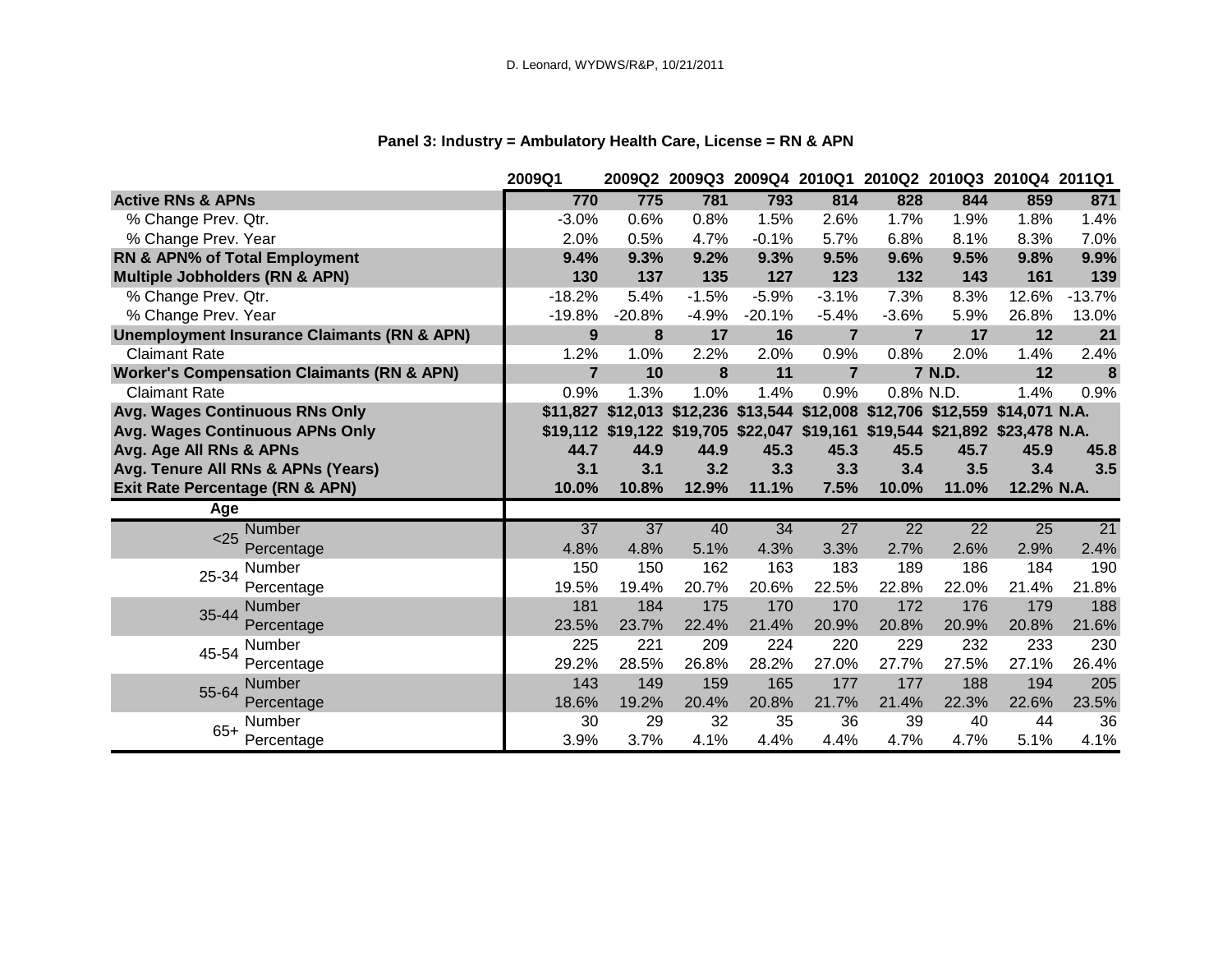D. Leonard, WYDWS/R&P, 10/21/2011

### Panel 3: Industry = Ambulatory Health Care, License = RN & APN

| | | 2009Q1 | 2009Q2 | 2009Q3 | 2009Q4 | 2010Q1 | 2010Q2 | 2010Q3 | 2010Q4 | 2011Q1 |
|---|---|---|---|---|---|---|---|---|---|---|
| **Active RNs & APNs** | | **770** | **775** | **781** | **793** | **814** | **828** | **844** | **859** | **871** |
| % Change Prev. Qtr. | | -3.0% | 0.6% | 0.8% | 1.5% | 2.6% | 1.7% | 1.9% | 1.8% | 1.4% |
| % Change Prev. Year | | 2.0% | 0.5% | 4.7% | -0.1% | 5.7% | 6.8% | 8.1% | 8.3% | 7.0% |
| **RN & APN% of Total Employment** | | **9.4%** | **9.3%** | **9.2%** | **9.3%** | **9.5%** | **9.6%** | **9.5%** | **9.8%** | **9.9%** |
| **Multiple Jobholders (RN & APN)** | | **130** | **137** | **135** | **127** | **123** | **132** | **143** | **161** | **139** |
| % Change Prev. Qtr. | | -18.2% | 5.4% | -1.5% | -5.9% | -3.1% | 7.3% | 8.3% | 12.6% | -13.7% |
| % Change Prev. Year | | -19.8% | -20.8% | -4.9% | -20.1% | -5.4% | -3.6% | 5.9% | 26.8% | 13.0% |
| **Unemployment Insurance Claimants (RN & APN)** | | **9** | **8** | **17** | **16** | **7** | **7** | **17** | **12** | **21** |
| Claimant Rate | | 1.2% | 1.0% | 2.2% | 2.0% | 0.9% | 0.8% | 2.0% | 1.4% | 2.4% |
| **Worker's Compensation Claimants (RN & APN)** | | **7** | **10** | **8** | **11** | **7** | **7** | **N.D.** | **12** | **8** |
| Claimant Rate | | 0.9% | 1.3% | 1.0% | 1.4% | 0.9% | 0.8% | N.D. | 1.4% | 0.9% |
| **Avg. Wages Continuous RNs Only** | | **$11,827** | **$12,013** | **$12,236** | **$13,544** | **$12,008** | **$12,706** | **$12,559** | **$14,071** | **N.A.** |
| **Avg. Wages Continuous APNs Only** | | **$19,112** | **$19,122** | **$19,705** | **$22,047** | **$19,161** | **$19,544** | **$21,892** | **$23,478** | **N.A.** |
| **Avg. Age All RNs & APNs** | | **44.7** | **44.9** | **44.9** | **45.3** | **45.3** | **45.5** | **45.7** | **45.9** | **45.8** |
| **Avg. Tenure All RNs & APNs (Years)** | | **3.1** | **3.1** | **3.2** | **3.3** | **3.3** | **3.4** | **3.5** | **3.4** | **3.5** |
| **Exit Rate Percentage (RN & APN)** | | **10.0%** | **10.8%** | **12.9%** | **11.1%** | **7.5%** | **10.0%** | **11.0%** | **12.2%** | **N.A.** |
| **Age** | | | | | | | | | | |
| <25 | Number | 37 | 37 | 40 | 34 | 27 | 22 | 22 | 25 | 21 |
| | Percentage | 4.8% | 4.8% | 5.1% | 4.3% | 3.3% | 2.7% | 2.6% | 2.9% | 2.4% |
| 25-34 | Number | 150 | 150 | 162 | 163 | 183 | 189 | 186 | 184 | 190 |
| | Percentage | 19.5% | 19.4% | 20.7% | 20.6% | 22.5% | 22.8% | 22.0% | 21.4% | 21.8% |
| 35-44 | Number | 181 | 184 | 175 | 170 | 170 | 172 | 176 | 179 | 188 |
| | Percentage | 23.5% | 23.7% | 22.4% | 21.4% | 20.9% | 20.8% | 20.9% | 20.8% | 21.6% |
| 45-54 | Number | 225 | 221 | 209 | 224 | 220 | 229 | 232 | 233 | 230 |
| | Percentage | 29.2% | 28.5% | 26.8% | 28.2% | 27.0% | 27.7% | 27.5% | 27.1% | 26.4% |
| 55-64 | Number | 143 | 149 | 159 | 165 | 177 | 177 | 188 | 194 | 205 |
| | Percentage | 18.6% | 19.2% | 20.4% | 20.8% | 21.7% | 21.4% | 22.3% | 22.6% | 23.5% |
| 65+ | Number | 30 | 29 | 32 | 35 | 36 | 39 | 40 | 44 | 36 |
| | Percentage | 3.9% | 3.7% | 4.1% | 4.4% | 4.4% | 4.7% | 4.7% | 5.1% | 4.1% |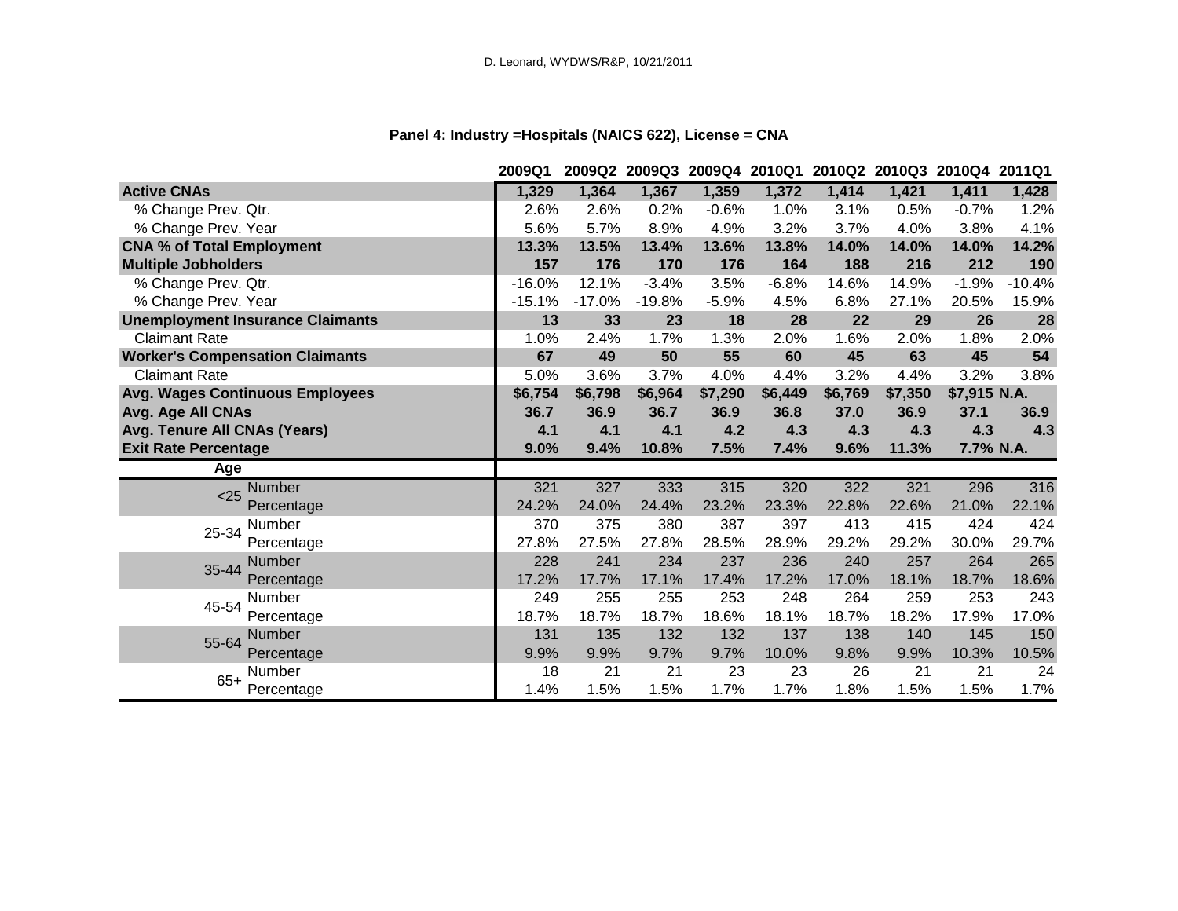D. Leonard, WYDWS/R&P, 10/21/2011

## Panel 4: Industry =Hospitals (NAICS 622), License = CNA

| | | 2009Q1 | 2009Q2 | 2009Q3 | 2009Q4 | 2010Q1 | 2010Q2 | 2010Q3 | 2010Q4 | 2011Q1 |
|---|---|---|---|---|---|---|---|---|---|---|
| **Active CNAs** | | **1,329** | **1,364** | **1,367** | **1,359** | **1,372** | **1,414** | **1,421** | **1,411** | **1,428** |
| % Change Prev. Qtr. | | 2.6% | 2.6% | 0.2% | -0.6% | 1.0% | 3.1% | 0.5% | -0.7% | 1.2% |
| % Change Prev. Year | | 5.6% | 5.7% | 8.9% | 4.9% | 3.2% | 3.7% | 4.0% | 3.8% | 4.1% |
| **CNA % of Total Employment** | | **13.3%** | **13.5%** | **13.4%** | **13.6%** | **13.8%** | **14.0%** | **14.0%** | **14.0%** | **14.2%** |
| **Multiple Jobholders** | | **157** | **176** | **170** | **176** | **164** | **188** | **216** | **212** | **190** |
| % Change Prev. Qtr. | | -16.0% | 12.1% | -3.4% | 3.5% | -6.8% | 14.6% | 14.9% | -1.9% | -10.4% |
| % Change Prev. Year | | -15.1% | -17.0% | -19.8% | -5.9% | 4.5% | 6.8% | 27.1% | 20.5% | 15.9% |
| **Unemployment Insurance Claimants** | | **13** | **33** | **23** | **18** | **28** | **22** | **29** | **26** | **28** |
| Claimant Rate | | 1.0% | 2.4% | 1.7% | 1.3% | 2.0% | 1.6% | 2.0% | 1.8% | 2.0% |
| **Worker's Compensation Claimants** | | **67** | **49** | **50** | **55** | **60** | **45** | **63** | **45** | **54** |
| Claimant Rate | | 5.0% | 3.6% | 3.7% | 4.0% | 4.4% | 3.2% | 4.4% | 3.2% | 3.8% |
| **Avg. Wages Continuous Employees** | | **$6,754** | **$6,798** | **$6,964** | **$7,290** | **$6,449** | **$6,769** | **$7,350** | **$7,915** | **N.A.** |
| **Avg. Age All CNAs** | | **36.7** | **36.9** | **36.7** | **36.9** | **36.8** | **37.0** | **36.9** | **37.1** | **36.9** |
| **Avg. Tenure All CNAs (Years)** | | **4.1** | **4.1** | **4.1** | **4.2** | **4.3** | **4.3** | **4.3** | **4.3** | **4.3** |
| **Exit Rate Percentage** | | **9.0%** | **9.4%** | **10.8%** | **7.5%** | **7.4%** | **9.6%** | **11.3%** | **7.7%** | **N.A.** |
| **Age** | | | | | | | | | | |
| <25 | Number | 321 | 327 | 333 | 315 | 320 | 322 | 321 | 296 | 316 |
| | Percentage | 24.2% | 24.0% | 24.4% | 23.2% | 23.3% | 22.8% | 22.6% | 21.0% | 22.1% |
| 25-34 | Number | 370 | 375 | 380 | 387 | 397 | 413 | 415 | 424 | 424 |
| | Percentage | 27.8% | 27.5% | 27.8% | 28.5% | 28.9% | 29.2% | 29.2% | 30.0% | 29.7% |
| 35-44 | Number | 228 | 241 | 234 | 237 | 236 | 240 | 257 | 264 | 265 |
| | Percentage | 17.2% | 17.7% | 17.1% | 17.4% | 17.2% | 17.0% | 18.1% | 18.7% | 18.6% |
| 45-54 | Number | 249 | 255 | 255 | 253 | 248 | 264 | 259 | 253 | 243 |
| | Percentage | 18.7% | 18.7% | 18.7% | 18.6% | 18.1% | 18.7% | 18.2% | 17.9% | 17.0% |
| 55-64 | Number | 131 | 135 | 132 | 132 | 137 | 138 | 140 | 145 | 150 |
| | Percentage | 9.9% | 9.9% | 9.7% | 9.7% | 10.0% | 9.8% | 9.9% | 10.3% | 10.5% |
| 65+ | Number | 18 | 21 | 21 | 23 | 23 | 26 | 21 | 21 | 24 |
| | Percentage | 1.4% | 1.5% | 1.5% | 1.7% | 1.7% | 1.8% | 1.5% | 1.5% | 1.7% |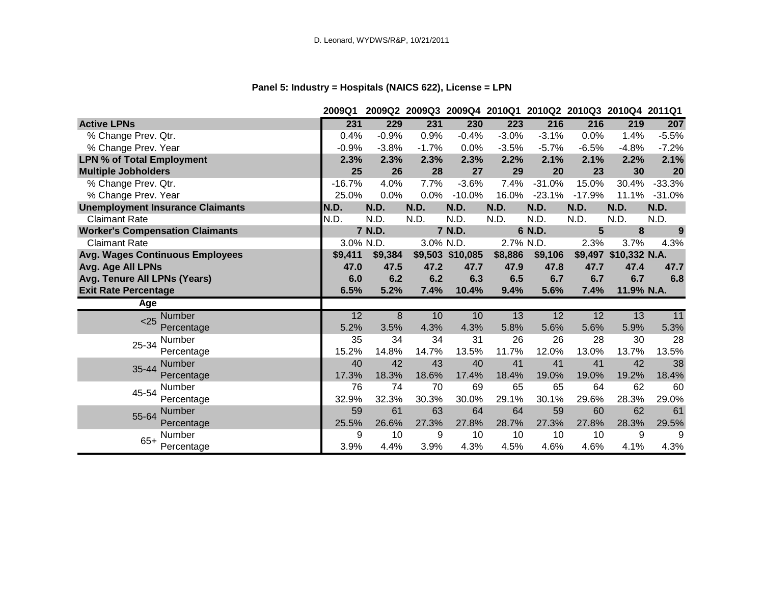**Panel 5: Industry = Hospitals (NAICS 622), License = LPN**

| | | 2009Q1 | 2009Q2 | 2009Q3 | 2009Q4 | 2010Q1 | 2010Q2 | 2010Q3 | 2010Q4 | 2011Q1 |
|---|---|---|---|---|---|---|---|---|---|---|
| **Active LPNs** | | **231** | **229** | **231** | **230** | **223** | **216** | **216** | **219** | **207** |
| % Change Prev. Qtr. | | 0.4% | -0.9% | 0.9% | -0.4% | -3.0% | -3.1% | 0.0% | 1.4% | -5.5% |
| % Change Prev. Year | | -0.9% | -3.8% | -1.7% | 0.0% | -3.5% | -5.7% | -6.5% | -4.8% | -7.2% |
| **LPN % of Total Employment** | | **2.3%** | **2.3%** | **2.3%** | **2.3%** | **2.2%** | **2.1%** | **2.1%** | **2.2%** | **2.1%** |
| **Multiple Jobholders** | | **25** | **26** | **28** | **27** | **29** | **20** | **23** | **30** | **20** |
| % Change Prev. Qtr. | | -16.7% | 4.0% | 7.7% | -3.6% | 7.4% | -31.0% | 15.0% | 30.4% | -33.3% |
| % Change Prev. Year | | 25.0% | 0.0% | 0.0% | -10.0% | 16.0% | -23.1% | -17.9% | 11.1% | -31.0% |
| **Unemployment Insurance Claimants** | | **N.D.** | **N.D.** | **N.D.** | **N.D.** | **N.D.** | **N.D.** | **N.D.** | **N.D.** | **N.D.** |
| Claimant Rate | | N.D. | N.D. | N.D. | N.D. | N.D. | N.D. | N.D. | N.D. | N.D. |
| **Worker's Compensation Claimants** | | **7** | **N.D.** | **7** | **N.D.** | **6** | **N.D.** | **5** | **8** | **9** |
| Claimant Rate | | 3.0% | N.D. | 3.0% | N.D. | 2.7% | N.D. | 2.3% | 3.7% | 4.3% |
| **Avg. Wages Continuous Employees** | | **$9,411** | **$9,384** | **$9,503** | **$10,085** | **$8,886** | **$9,106** | **$9,497** | **$10,332** | **N.A.** |
| **Avg. Age All LPNs** | | **47.0** | **47.5** | **47.2** | **47.7** | **47.9** | **47.8** | **47.7** | **47.4** | **47.7** |
| **Avg. Tenure All LPNs (Years)** | | **6.0** | **6.2** | **6.2** | **6.3** | **6.5** | **6.7** | **6.7** | **6.7** | **6.8** |
| **Exit Rate Percentage** | | **6.5%** | **5.2%** | **7.4%** | **10.4%** | **9.4%** | **5.6%** | **7.4%** | **11.9%** | **N.A.** |
| **Age** | | | | | | | | | | |
| <25 | Number | 12 | 8 | 10 | 10 | 13 | 12 | 12 | 13 | 11 |
| | Percentage | 5.2% | 3.5% | 4.3% | 4.3% | 5.8% | 5.6% | 5.6% | 5.9% | 5.3% |
| 25-34 | Number | 35 | 34 | 34 | 31 | 26 | 26 | 28 | 30 | 28 |
| | Percentage | 15.2% | 14.8% | 14.7% | 13.5% | 11.7% | 12.0% | 13.0% | 13.7% | 13.5% |
| 35-44 | Number | 40 | 42 | 43 | 40 | 41 | 41 | 41 | 42 | 38 |
| | Percentage | 17.3% | 18.3% | 18.6% | 17.4% | 18.4% | 19.0% | 19.0% | 19.2% | 18.4% |
| 45-54 | Number | 76 | 74 | 70 | 69 | 65 | 65 | 64 | 62 | 60 |
| | Percentage | 32.9% | 32.3% | 30.3% | 30.0% | 29.1% | 30.1% | 29.6% | 28.3% | 29.0% |
| 55-64 | Number | 59 | 61 | 63 | 64 | 64 | 59 | 60 | 62 | 61 |
| | Percentage | 25.5% | 26.6% | 27.3% | 27.8% | 28.7% | 27.3% | 27.8% | 28.3% | 29.5% |
| 65+ | Number | 9 | 10 | 9 | 10 | 10 | 10 | 10 | 9 | 9 |
| | Percentage | 3.9% | 4.4% | 3.9% | 4.3% | 4.5% | 4.6% | 4.6% | 4.1% | 4.3% |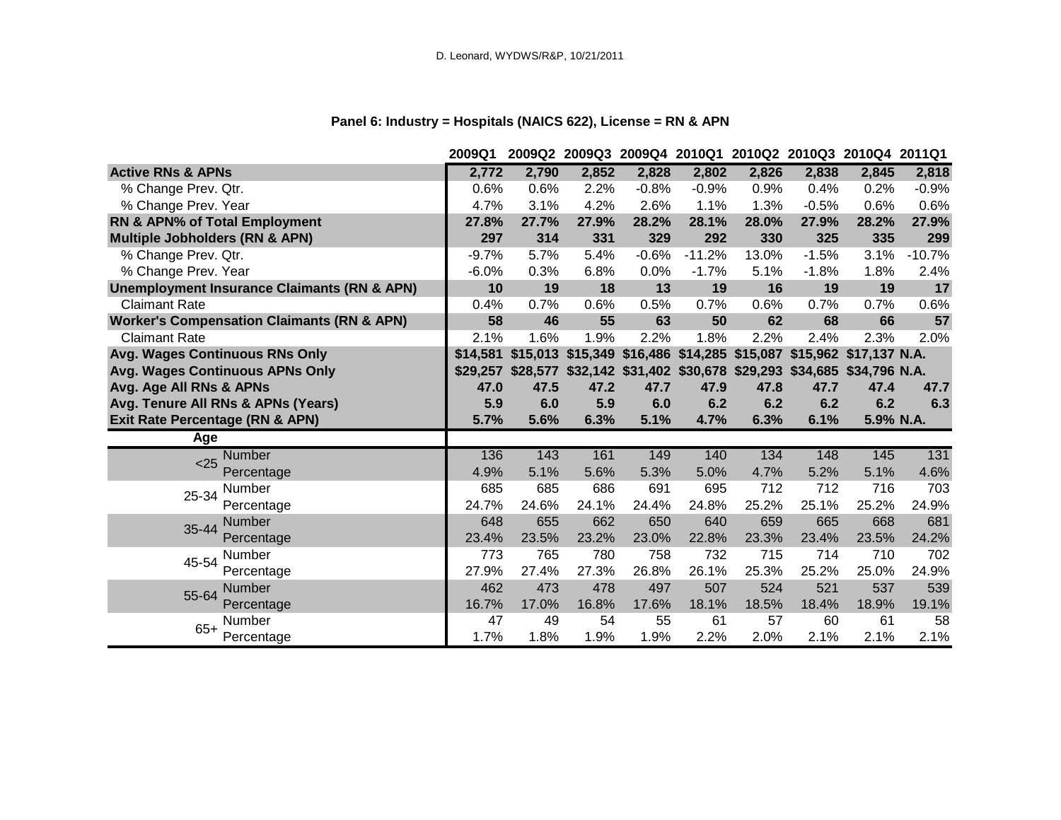D. Leonard, WYDWS/R&P, 10/21/2011

### Panel 6: Industry = Hospitals (NAICS 622), License = RN & APN

| | | 2009Q1 | 2009Q2 | 2009Q3 | 2009Q4 | 2010Q1 | 2010Q2 | 2010Q3 | 2010Q4 | 2011Q1 |
|---|---|---|---|---|---|---|---|---|---|---|
| **Active RNs & APNs** | | **2,772** | **2,790** | **2,852** | **2,828** | **2,802** | **2,826** | **2,838** | **2,845** | **2,818** |
| % Change Prev. Qtr. | | 0.6% | 0.6% | 2.2% | -0.8% | -0.9% | 0.9% | 0.4% | 0.2% | -0.9% |
| % Change Prev. Year | | 4.7% | 3.1% | 4.2% | 2.6% | 1.1% | 1.3% | -0.5% | 0.6% | 0.6% |
| **RN & APN% of Total Employment** | | **27.8%** | **27.7%** | **27.9%** | **28.2%** | **28.1%** | **28.0%** | **27.9%** | **28.2%** | **27.9%** |
| **Multiple Jobholders (RN & APN)** | | **297** | **314** | **331** | **329** | **292** | **330** | **325** | **335** | **299** |
| % Change Prev. Qtr. | | -9.7% | 5.7% | 5.4% | -0.6% | -11.2% | 13.0% | -1.5% | 3.1% | -10.7% |
| % Change Prev. Year | | -6.0% | 0.3% | 6.8% | 0.0% | -1.7% | 5.1% | -1.8% | 1.8% | 2.4% |
| **Unemployment Insurance Claimants (RN & APN)** | | **10** | **19** | **18** | **13** | **19** | **16** | **19** | **19** | **17** |
| Claimant Rate | | 0.4% | 0.7% | 0.6% | 0.5% | 0.7% | 0.6% | 0.7% | 0.7% | 0.6% |
| **Worker's Compensation Claimants (RN & APN)** | | **58** | **46** | **55** | **63** | **50** | **62** | **68** | **66** | **57** |
| Claimant Rate | | 2.1% | 1.6% | 1.9% | 2.2% | 1.8% | 2.2% | 2.4% | 2.3% | 2.0% |
| **Avg. Wages Continuous RNs Only** | | **$14,581** | **$15,013** | **$15,349** | **$16,486** | **$14,285** | **$15,087** | **$15,962** | **$17,137** | **N.A.** |
| **Avg. Wages Continuous APNs Only** | | **$29,257** | **$28,577** | **$32,142** | **$31,402** | **$30,678** | **$29,293** | **$34,685** | **$34,796** | **N.A.** |
| **Avg. Age All RNs & APNs** | | **47.0** | **47.5** | **47.2** | **47.7** | **47.9** | **47.8** | **47.7** | **47.4** | **47.7** |
| **Avg. Tenure All RNs & APNs (Years)** | | **5.9** | **6.0** | **5.9** | **6.0** | **6.2** | **6.2** | **6.2** | **6.2** | **6.3** |
| **Exit Rate Percentage (RN & APN)** | | **5.7%** | **5.6%** | **6.3%** | **5.1%** | **4.7%** | **6.3%** | **6.1%** | **5.9%** | **N.A.** |
| **Age** | | | | | | | | | | |
| <25 | Number | 136 | 143 | 161 | 149 | 140 | 134 | 148 | 145 | 131 |
| | Percentage | 4.9% | 5.1% | 5.6% | 5.3% | 5.0% | 4.7% | 5.2% | 5.1% | 4.6% |
| 25-34 | Number | 685 | 685 | 686 | 691 | 695 | 712 | 712 | 716 | 703 |
| | Percentage | 24.7% | 24.6% | 24.1% | 24.4% | 24.8% | 25.2% | 25.1% | 25.2% | 24.9% |
| 35-44 | Number | 648 | 655 | 662 | 650 | 640 | 659 | 665 | 668 | 681 |
| | Percentage | 23.4% | 23.5% | 23.2% | 23.0% | 22.8% | 23.3% | 23.4% | 23.5% | 24.2% |
| 45-54 | Number | 773 | 765 | 780 | 758 | 732 | 715 | 714 | 710 | 702 |
| | Percentage | 27.9% | 27.4% | 27.3% | 26.8% | 26.1% | 25.3% | 25.2% | 25.0% | 24.9% |
| 55-64 | Number | 462 | 473 | 478 | 497 | 507 | 524 | 521 | 537 | 539 |
| | Percentage | 16.7% | 17.0% | 16.8% | 17.6% | 18.1% | 18.5% | 18.4% | 18.9% | 19.1% |
| 65+ | Number | 47 | 49 | 54 | 55 | 61 | 57 | 60 | 61 | 58 |
| | Percentage | 1.7% | 1.8% | 1.9% | 1.9% | 2.2% | 2.0% | 2.1% | 2.1% | 2.1% |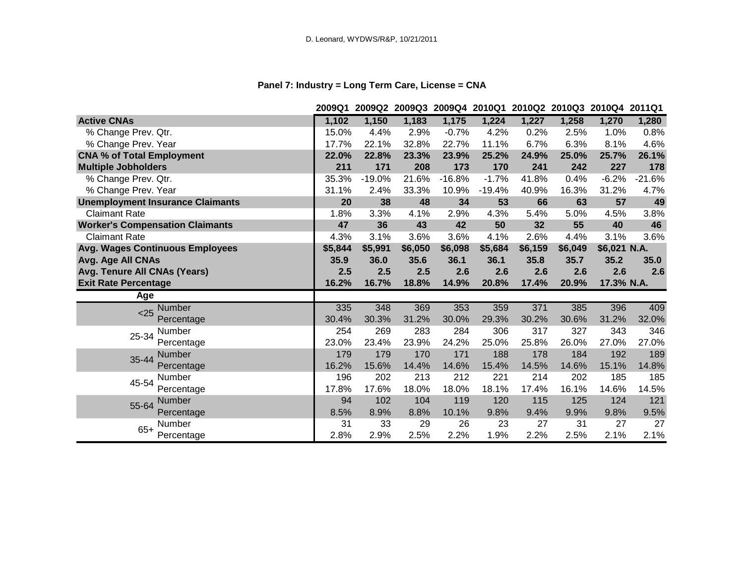D. Leonard, WYDWS/R&P, 10/21/2011

**Panel 7: Industry = Long Term Care, License = CNA**

| | | 2009Q1 | 2009Q2 | 2009Q3 | 2009Q4 | 2010Q1 | 2010Q2 | 2010Q3 | 2010Q4 | 2011Q1 |
|---|---|---|---|---|---|---|---|---|---|---|
| **Active CNAs** | | **1,102** | **1,150** | **1,183** | **1,175** | **1,224** | **1,227** | **1,258** | **1,270** | **1,280** |
| % Change Prev. Qtr. | | 15.0% | 4.4% | 2.9% | -0.7% | 4.2% | 0.2% | 2.5% | 1.0% | 0.8% |
| % Change Prev. Year | | 17.7% | 22.1% | 32.8% | 22.7% | 11.1% | 6.7% | 6.3% | 8.1% | 4.6% |
| **CNA % of Total Employment** | | **22.0%** | **22.8%** | **23.3%** | **23.9%** | **25.2%** | **24.9%** | **25.0%** | **25.7%** | **26.1%** |
| **Multiple Jobholders** | | **211** | **171** | **208** | **173** | **170** | **241** | **242** | **227** | **178** |
| % Change Prev. Qtr. | | 35.3% | -19.0% | 21.6% | -16.8% | -1.7% | 41.8% | 0.4% | -6.2% | -21.6% |
| % Change Prev. Year | | 31.1% | 2.4% | 33.3% | 10.9% | -19.4% | 40.9% | 16.3% | 31.2% | 4.7% |
| **Unemployment Insurance Claimants** | | **20** | **38** | **48** | **34** | **53** | **66** | **63** | **57** | **49** |
| Claimant Rate | | 1.8% | 3.3% | 4.1% | 2.9% | 4.3% | 5.4% | 5.0% | 4.5% | 3.8% |
| **Worker's Compensation Claimants** | | **47** | **36** | **43** | **42** | **50** | **32** | **55** | **40** | **46** |
| Claimant Rate | | 4.3% | 3.1% | 3.6% | 3.6% | 4.1% | 2.6% | 4.4% | 3.1% | 3.6% |
| **Avg. Wages Continuous Employees** | | **$5,844** | **$5,991** | **$6,050** | **$6,098** | **$5,684** | **$6,159** | **$6,049** | **$6,021** | **N.A.** |
| **Avg. Age All CNAs** | | **35.9** | **36.0** | **35.6** | **36.1** | **36.1** | **35.8** | **35.7** | **35.2** | **35.0** |
| **Avg. Tenure All CNAs (Years)** | | **2.5** | **2.5** | **2.5** | **2.6** | **2.6** | **2.6** | **2.6** | **2.6** | **2.6** |
| **Exit Rate Percentage** | | **16.2%** | **16.7%** | **18.8%** | **14.9%** | **20.8%** | **17.4%** | **20.9%** | **17.3%** | **N.A.** |
| **Age** | | | | | | | | | | |
| <25 | Number | 335 | 348 | 369 | 353 | 359 | 371 | 385 | 396 | 409 |
| | Percentage | 30.4% | 30.3% | 31.2% | 30.0% | 29.3% | 30.2% | 30.6% | 31.2% | 32.0% |
| 25-34 | Number | 254 | 269 | 283 | 284 | 306 | 317 | 327 | 343 | 346 |
| | Percentage | 23.0% | 23.4% | 23.9% | 24.2% | 25.0% | 25.8% | 26.0% | 27.0% | 27.0% |
| 35-44 | Number | 179 | 179 | 170 | 171 | 188 | 178 | 184 | 192 | 189 |
| | Percentage | 16.2% | 15.6% | 14.4% | 14.6% | 15.4% | 14.5% | 14.6% | 15.1% | 14.8% |
| 45-54 | Number | 196 | 202 | 213 | 212 | 221 | 214 | 202 | 185 | 185 |
| | Percentage | 17.8% | 17.6% | 18.0% | 18.0% | 18.1% | 17.4% | 16.1% | 14.6% | 14.5% |
| 55-64 | Number | 94 | 102 | 104 | 119 | 120 | 115 | 125 | 124 | 121 |
| | Percentage | 8.5% | 8.9% | 8.8% | 10.1% | 9.8% | 9.4% | 9.9% | 9.8% | 9.5% |
| 65+ | Number | 31 | 33 | 29 | 26 | 23 | 27 | 31 | 27 | 27 |
| | Percentage | 2.8% | 2.9% | 2.5% | 2.2% | 1.9% | 2.2% | 2.5% | 2.1% | 2.1% |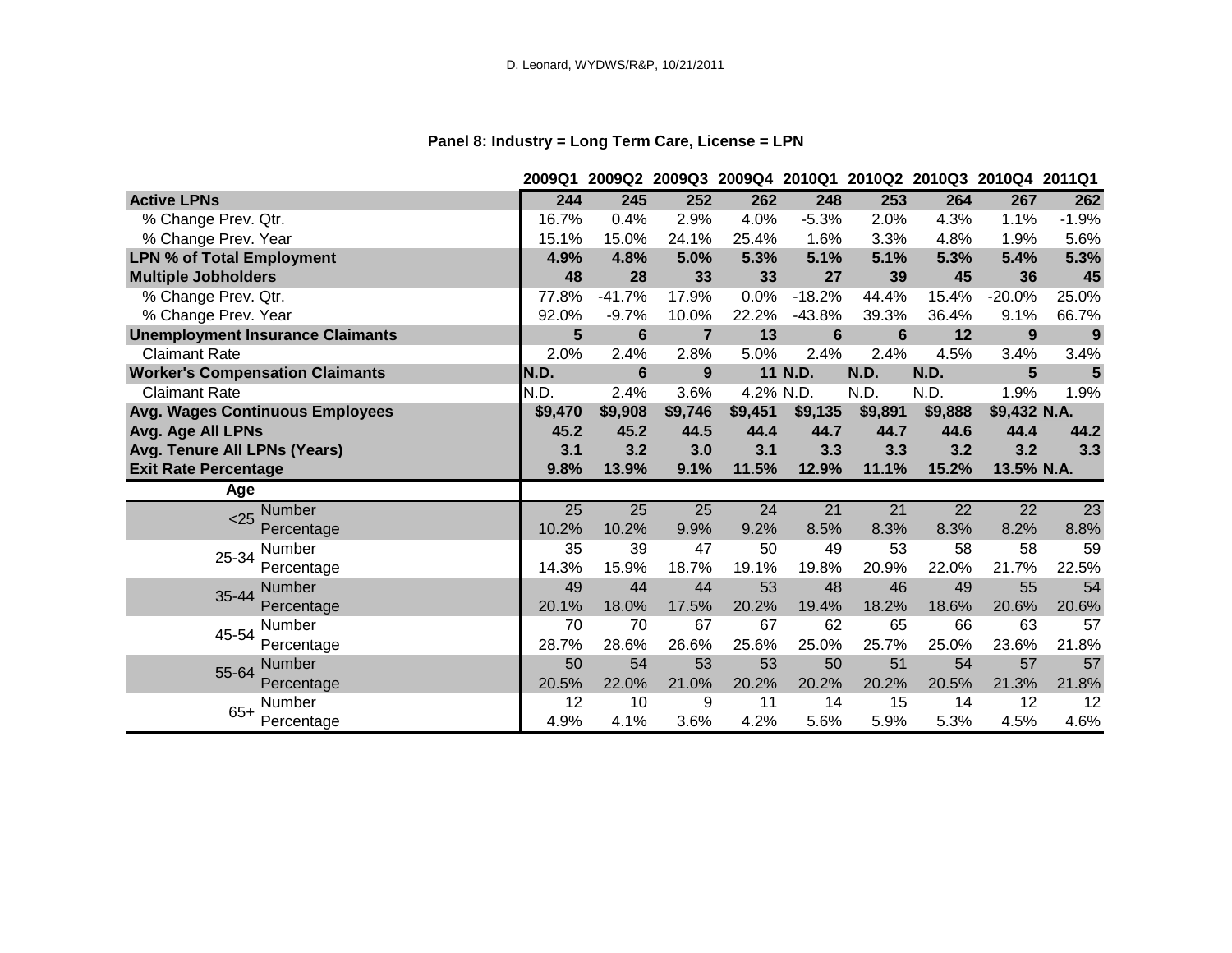### Panel 8: Industry = Long Term Care, License = LPN

| | | 2009Q1 | 2009Q2 | 2009Q3 | 2009Q4 | 2010Q1 | 2010Q2 | 2010Q3 | 2010Q4 | 2011Q1 |
|---|---|---|---|---|---|---|---|---|---|---|
| **Active LPNs** | | **244** | **245** | **252** | **262** | **248** | **253** | **264** | **267** | **262** |
| % Change Prev. Qtr. | | 16.7% | 0.4% | 2.9% | 4.0% | -5.3% | 2.0% | 4.3% | 1.1% | -1.9% |
| % Change Prev. Year | | 15.1% | 15.0% | 24.1% | 25.4% | 1.6% | 3.3% | 4.8% | 1.9% | 5.6% |
| **LPN % of Total Employment** | | **4.9%** | **4.8%** | **5.0%** | **5.3%** | **5.1%** | **5.1%** | **5.3%** | **5.4%** | **5.3%** |
| **Multiple Jobholders** | | **48** | **28** | **33** | **33** | **27** | **39** | **45** | **36** | **45** |
| % Change Prev. Qtr. | | 77.8% | -41.7% | 17.9% | 0.0% | -18.2% | 44.4% | 15.4% | -20.0% | 25.0% |
| % Change Prev. Year | | 92.0% | -9.7% | 10.0% | 22.2% | -43.8% | 39.3% | 36.4% | 9.1% | 66.7% |
| **Unemployment Insurance Claimants** | | **5** | **6** | **7** | **13** | **6** | **6** | **12** | **9** | **9** |
| Claimant Rate | | 2.0% | 2.4% | 2.8% | 5.0% | 2.4% | 2.4% | 4.5% | 3.4% | 3.4% |
| **Worker's Compensation Claimants** | | **N.D.** | **6** | **9** | **11** | **N.D.** | **N.D.** | **N.D.** | **5** | **5** |
| Claimant Rate | | N.D. | 2.4% | 3.6% | 4.2% | N.D. | N.D. | N.D. | 1.9% | 1.9% |
| **Avg. Wages Continuous Employees** | | **$9,470** | **$9,908** | **$9,746** | **$9,451** | **$9,135** | **$9,891** | **$9,888** | **$9,432** | **N.A.** |
| **Avg. Age All LPNs** | | **45.2** | **45.2** | **44.5** | **44.4** | **44.7** | **44.7** | **44.6** | **44.4** | **44.2** |
| **Avg. Tenure All LPNs (Years)** | | **3.1** | **3.2** | **3.0** | **3.1** | **3.3** | **3.3** | **3.2** | **3.2** | **3.3** |
| **Exit Rate Percentage** | | **9.8%** | **13.9%** | **9.1%** | **11.5%** | **12.9%** | **11.1%** | **15.2%** | **13.5%** | **N.A.** |
| **Age** | | | | | | | | | | |
| <25 | Number | 25 | 25 | 25 | 24 | 21 | 21 | 22 | 22 | 23 |
| | Percentage | 10.2% | 10.2% | 9.9% | 9.2% | 8.5% | 8.3% | 8.3% | 8.2% | 8.8% |
| 25-34 | Number | 35 | 39 | 47 | 50 | 49 | 53 | 58 | 58 | 59 |
| | Percentage | 14.3% | 15.9% | 18.7% | 19.1% | 19.8% | 20.9% | 22.0% | 21.7% | 22.5% |
| 35-44 | Number | 49 | 44 | 44 | 53 | 48 | 46 | 49 | 55 | 54 |
| | Percentage | 20.1% | 18.0% | 17.5% | 20.2% | 19.4% | 18.2% | 18.6% | 20.6% | 20.6% |
| 45-54 | Number | 70 | 70 | 67 | 67 | 62 | 65 | 66 | 63 | 57 |
| | Percentage | 28.7% | 28.6% | 26.6% | 25.6% | 25.0% | 25.7% | 25.0% | 23.6% | 21.8% |
| 55-64 | Number | 50 | 54 | 53 | 53 | 50 | 51 | 54 | 57 | 57 |
| | Percentage | 20.5% | 22.0% | 21.0% | 20.2% | 20.2% | 20.2% | 20.5% | 21.3% | 21.8% |
| 65+ | Number | 12 | 10 | 9 | 11 | 14 | 15 | 14 | 12 | 12 |
| | Percentage | 4.9% | 4.1% | 3.6% | 4.2% | 5.6% | 5.9% | 5.3% | 4.5% | 4.6% |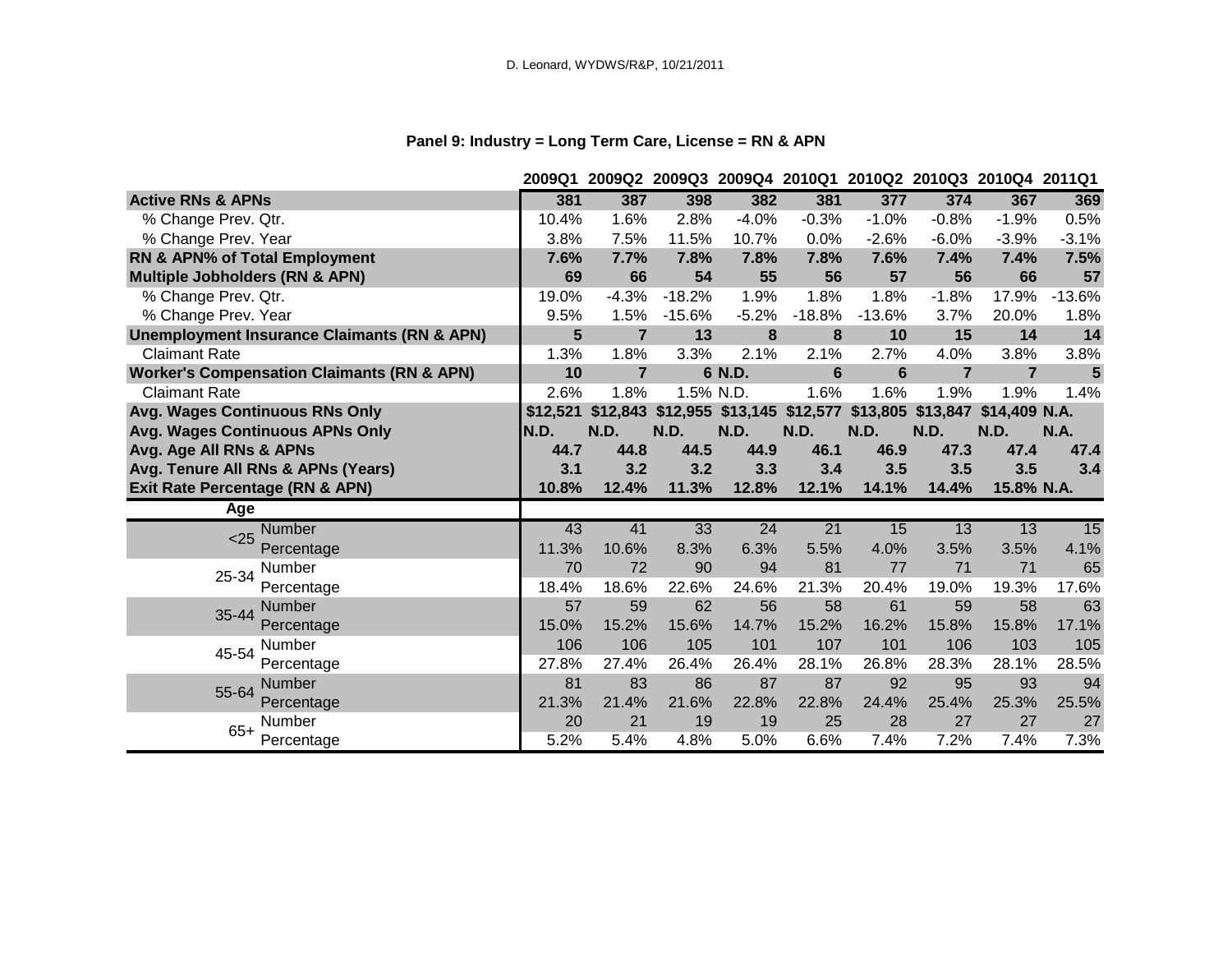D. Leonard, WYDWS/R&P, 10/21/2011

**Panel 9: Industry = Long Term Care, License = RN & APN**

| | | 2009Q1 | 2009Q2 | 2009Q3 | 2009Q4 | 2010Q1 | 2010Q2 | 2010Q3 | 2010Q4 | 2011Q1 |
|---|---|---|---|---|---|---|---|---|---|---|
| **Active RNs & APNs** | | **381** | **387** | **398** | **382** | **381** | **377** | **374** | **367** | **369** |
| % Change Prev. Qtr. | | 10.4% | 1.6% | 2.8% | -4.0% | -0.3% | -1.0% | -0.8% | -1.9% | 0.5% |
| % Change Prev. Year | | 3.8% | 7.5% | 11.5% | 10.7% | 0.0% | -2.6% | -6.0% | -3.9% | -3.1% |
| **RN & APN% of Total Employment** | | **7.6%** | **7.7%** | **7.8%** | **7.8%** | **7.8%** | **7.6%** | **7.4%** | **7.4%** | **7.5%** |
| **Multiple Jobholders (RN & APN)** | | **69** | **66** | **54** | **55** | **56** | **57** | **56** | **66** | **57** |
| % Change Prev. Qtr. | | 19.0% | -4.3% | -18.2% | 1.9% | 1.8% | 1.8% | -1.8% | 17.9% | -13.6% |
| % Change Prev. Year | | 9.5% | 1.5% | -15.6% | -5.2% | -18.8% | -13.6% | 3.7% | 20.0% | 1.8% |
| **Unemployment Insurance Claimants (RN & APN)** | | **5** | **7** | **13** | **8** | **8** | **10** | **15** | **14** | **14** |
| Claimant Rate | | 1.3% | 1.8% | 3.3% | 2.1% | 2.1% | 2.7% | 4.0% | 3.8% | 3.8% |
| **Worker's Compensation Claimants (RN & APN)** | | **10** | **7** | **6** | **N.D.** | **6** | **6** | **7** | **7** | **5** |
| Claimant Rate | | 2.6% | 1.8% | 1.5% | N.D. | 1.6% | 1.6% | 1.9% | 1.9% | 1.4% |
| **Avg. Wages Continuous RNs Only** | | **$12,521** | **$12,843** | **$12,955** | **$13,145** | **$12,577** | **$13,805** | **$13,847** | **$14,409** | **N.A.** |
| **Avg. Wages Continuous APNs Only** | | **N.D.** | **N.D.** | **N.D.** | **N.D.** | **N.D.** | **N.D.** | **N.D.** | **N.D.** | **N.A.** |
| **Avg. Age All RNs & APNs** | | **44.7** | **44.8** | **44.5** | **44.9** | **46.1** | **46.9** | **47.3** | **47.4** | **47.4** |
| **Avg. Tenure All RNs & APNs (Years)** | | **3.1** | **3.2** | **3.2** | **3.3** | **3.4** | **3.5** | **3.5** | **3.5** | **3.4** |
| **Exit Rate Percentage (RN & APN)** | | **10.8%** | **12.4%** | **11.3%** | **12.8%** | **12.1%** | **14.1%** | **14.4%** | **15.8%** | **N.A.** |
| **Age** | | | | | | | | | | |
| <25 | Number | 43 | 41 | 33 | 24 | 21 | 15 | 13 | 13 | 15 |
| | Percentage | 11.3% | 10.6% | 8.3% | 6.3% | 5.5% | 4.0% | 3.5% | 3.5% | 4.1% |
| 25-34 | Number | 70 | 72 | 90 | 94 | 81 | 77 | 71 | 71 | 65 |
| | Percentage | 18.4% | 18.6% | 22.6% | 24.6% | 21.3% | 20.4% | 19.0% | 19.3% | 17.6% |
| 35-44 | Number | 57 | 59 | 62 | 56 | 58 | 61 | 59 | 58 | 63 |
| | Percentage | 15.0% | 15.2% | 15.6% | 14.7% | 15.2% | 16.2% | 15.8% | 15.8% | 17.1% |
| 45-54 | Number | 106 | 106 | 105 | 101 | 107 | 101 | 106 | 103 | 105 |
| | Percentage | 27.8% | 27.4% | 26.4% | 26.4% | 28.1% | 26.8% | 28.3% | 28.1% | 28.5% |
| 55-64 | Number | 81 | 83 | 86 | 87 | 87 | 92 | 95 | 93 | 94 |
| | Percentage | 21.3% | 21.4% | 21.6% | 22.8% | 22.8% | 24.4% | 25.4% | 25.3% | 25.5% |
| 65+ | Number | 20 | 21 | 19 | 19 | 25 | 28 | 27 | 27 | 27 |
| | Percentage | 5.2% | 5.4% | 4.8% | 5.0% | 6.6% | 7.4% | 7.2% | 7.4% | 7.3% |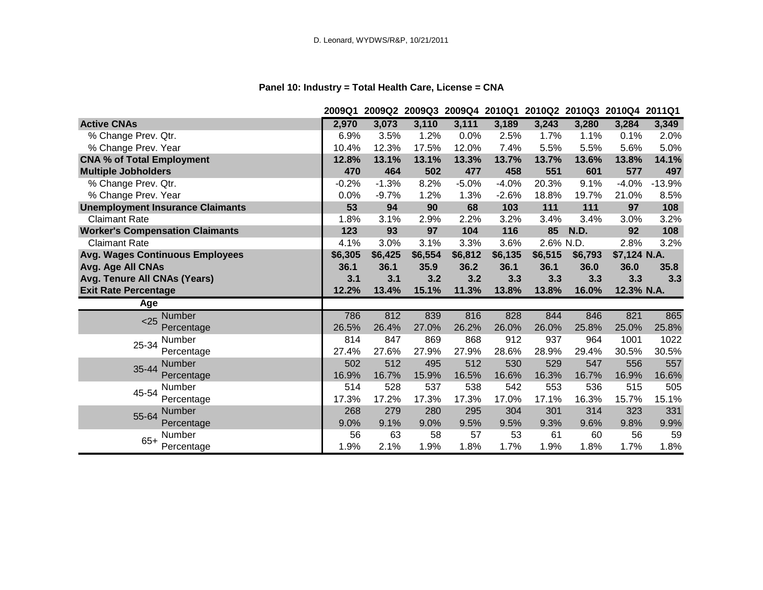D. Leonard, WYDWS/R&P, 10/21/2011

**Panel 10: Industry = Total Health Care, License = CNA**

| | | 2009Q1 | 2009Q2 | 2009Q3 | 2009Q4 | 2010Q1 | 2010Q2 | 2010Q3 | 2010Q4 | 2011Q1 |
|---|---|---|---|---|---|---|---|---|---|---|
| **Active CNAs** | | **2,970** | **3,073** | **3,110** | **3,111** | **3,189** | **3,243** | **3,280** | **3,284** | **3,349** |
| % Change Prev. Qtr. | | 6.9% | 3.5% | 1.2% | 0.0% | 2.5% | 1.7% | 1.1% | 0.1% | 2.0% |
| % Change Prev. Year | | 10.4% | 12.3% | 17.5% | 12.0% | 7.4% | 5.5% | 5.5% | 5.6% | 5.0% |
| **CNA % of Total Employment** | | **12.8%** | **13.1%** | **13.1%** | **13.3%** | **13.7%** | **13.7%** | **13.6%** | **13.8%** | **14.1%** |
| **Multiple Jobholders** | | **470** | **464** | **502** | **477** | **458** | **551** | **601** | **577** | **497** |
| % Change Prev. Qtr. | | -0.2% | -1.3% | 8.2% | -5.0% | -4.0% | 20.3% | 9.1% | -4.0% | -13.9% |
| % Change Prev. Year | | 0.0% | -9.7% | 1.2% | 1.3% | -2.6% | 18.8% | 19.7% | 21.0% | 8.5% |
| **Unemployment Insurance Claimants** | | **53** | **94** | **90** | **68** | **103** | **111** | **111** | **97** | **108** |
| Claimant Rate | | 1.8% | 3.1% | 2.9% | 2.2% | 3.2% | 3.4% | 3.4% | 3.0% | 3.2% |
| **Worker's Compensation Claimants** | | **123** | **93** | **97** | **104** | **116** | **85** | **N.D.** | **92** | **108** |
| Claimant Rate | | 4.1% | 3.0% | 3.1% | 3.3% | 3.6% | 2.6% | N.D. | 2.8% | 3.2% |
| **Avg. Wages Continuous Employees** | | **$6,305** | **$6,425** | **$6,554** | **$6,812** | **$6,135** | **$6,515** | **$6,793** | **$7,124** | **N.A.** |
| **Avg. Age All CNAs** | | **36.1** | **36.1** | **35.9** | **36.2** | **36.1** | **36.1** | **36.0** | **36.0** | **35.8** |
| **Avg. Tenure All CNAs (Years)** | | **3.1** | **3.1** | **3.2** | **3.2** | **3.3** | **3.3** | **3.3** | **3.3** | **3.3** |
| **Exit Rate Percentage** | | **12.2%** | **13.4%** | **15.1%** | **11.3%** | **13.8%** | **13.8%** | **16.0%** | **12.3%** | **N.A.** |
| **Age** | | | | | | | | | | |
| <25 | Number | 786 | 812 | 839 | 816 | 828 | 844 | 846 | 821 | 865 |
| | Percentage | 26.5% | 26.4% | 27.0% | 26.2% | 26.0% | 26.0% | 25.8% | 25.0% | 25.8% |
| 25-34 | Number | 814 | 847 | 869 | 868 | 912 | 937 | 964 | 1001 | 1022 |
| | Percentage | 27.4% | 27.6% | 27.9% | 27.9% | 28.6% | 28.9% | 29.4% | 30.5% | 30.5% |
| 35-44 | Number | 502 | 512 | 495 | 512 | 530 | 529 | 547 | 556 | 557 |
| | Percentage | 16.9% | 16.7% | 15.9% | 16.5% | 16.6% | 16.3% | 16.7% | 16.9% | 16.6% |
| 45-54 | Number | 514 | 528 | 537 | 538 | 542 | 553 | 536 | 515 | 505 |
| | Percentage | 17.3% | 17.2% | 17.3% | 17.3% | 17.0% | 17.1% | 16.3% | 15.7% | 15.1% |
| 55-64 | Number | 268 | 279 | 280 | 295 | 304 | 301 | 314 | 323 | 331 |
| | Percentage | 9.0% | 9.1% | 9.0% | 9.5% | 9.5% | 9.3% | 9.6% | 9.8% | 9.9% |
| 65+ | Number | 56 | 63 | 58 | 57 | 53 | 61 | 60 | 56 | 59 |
| | Percentage | 1.9% | 2.1% | 1.9% | 1.8% | 1.7% | 1.9% | 1.8% | 1.7% | 1.8% |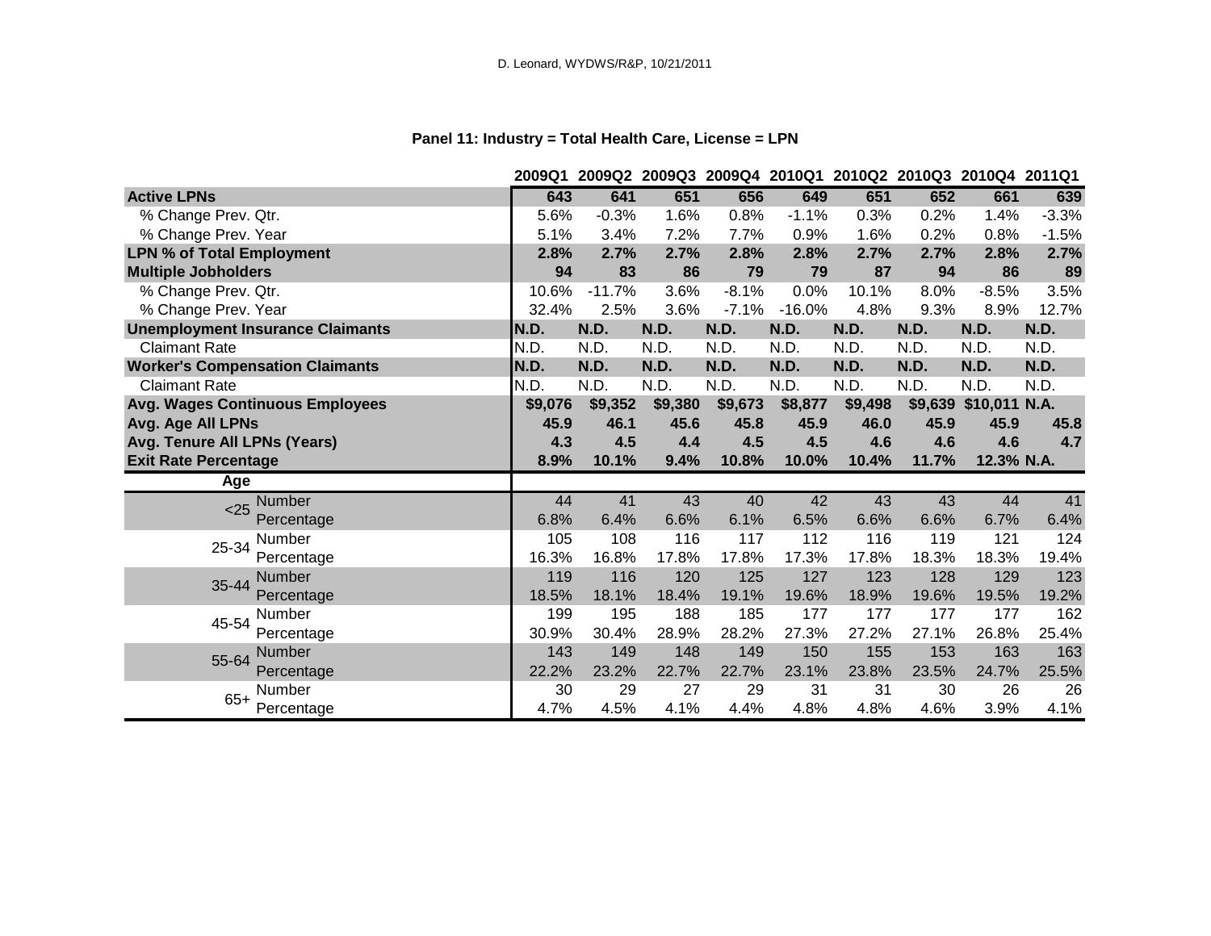D. Leonard, WYDWS/R&P, 10/21/2011

**Panel 11: Industry = Total Health Care, License = LPN**

| | | 2009Q1 | 2009Q2 | 2009Q3 | 2009Q4 | 2010Q1 | 2010Q2 | 2010Q3 | 2010Q4 | 2011Q1 |
|---|---|---|---|---|---|---|---|---|---|---|
| **Active LPNs** | | **643** | **641** | **651** | **656** | **649** | **651** | **652** | **661** | **639** |
| % Change Prev. Qtr. | | 5.6% | -0.3% | 1.6% | 0.8% | -1.1% | 0.3% | 0.2% | 1.4% | -3.3% |
| % Change Prev. Year | | 5.1% | 3.4% | 7.2% | 7.7% | 0.9% | 1.6% | 0.2% | 0.8% | -1.5% |
| **LPN % of Total Employment** | | **2.8%** | **2.7%** | **2.7%** | **2.8%** | **2.8%** | **2.7%** | **2.7%** | **2.8%** | **2.7%** |
| **Multiple Jobholders** | | **94** | **83** | **86** | **79** | **79** | **87** | **94** | **86** | **89** |
| % Change Prev. Qtr. | | 10.6% | -11.7% | 3.6% | -8.1% | 0.0% | 10.1% | 8.0% | -8.5% | 3.5% |
| % Change Prev. Year | | 32.4% | 2.5% | 3.6% | -7.1% | -16.0% | 4.8% | 9.3% | 8.9% | 12.7% |
| **Unemployment Insurance Claimants** | | **N.D.** | **N.D.** | **N.D.** | **N.D.** | **N.D.** | **N.D.** | **N.D.** | **N.D.** | **N.D.** |
| Claimant Rate | | N.D. | N.D. | N.D. | N.D. | N.D. | N.D. | N.D. | N.D. | N.D. |
| **Worker's Compensation Claimants** | | **N.D.** | **N.D.** | **N.D.** | **N.D.** | **N.D.** | **N.D.** | **N.D.** | **N.D.** | **N.D.** |
| Claimant Rate | | N.D. | N.D. | N.D. | N.D. | N.D. | N.D. | N.D. | N.D. | N.D. |
| **Avg. Wages Continuous Employees** | | **$9,076** | **$9,352** | **$9,380** | **$9,673** | **$8,877** | **$9,498** | **$9,639** | **$10,011** | **N.A.** |
| **Avg. Age All LPNs** | | **45.9** | **46.1** | **45.6** | **45.8** | **45.9** | **46.0** | **45.9** | **45.9** | **45.8** |
| **Avg. Tenure All LPNs (Years)** | | **4.3** | **4.5** | **4.4** | **4.5** | **4.5** | **4.6** | **4.6** | **4.6** | **4.7** |
| **Exit Rate Percentage** | | **8.9%** | **10.1%** | **9.4%** | **10.8%** | **10.0%** | **10.4%** | **11.7%** | **12.3%** | **N.A.** |
| **Age** | | | | | | | | | | |
| <25 | Number | 44 | 41 | 43 | 40 | 42 | 43 | 43 | 44 | 41 |
| | Percentage | 6.8% | 6.4% | 6.6% | 6.1% | 6.5% | 6.6% | 6.6% | 6.7% | 6.4% |
| 25-34 | Number | 105 | 108 | 116 | 117 | 112 | 116 | 119 | 121 | 124 |
| | Percentage | 16.3% | 16.8% | 17.8% | 17.8% | 17.3% | 17.8% | 18.3% | 18.3% | 19.4% |
| 35-44 | Number | 119 | 116 | 120 | 125 | 127 | 123 | 128 | 129 | 123 |
| | Percentage | 18.5% | 18.1% | 18.4% | 19.1% | 19.6% | 18.9% | 19.6% | 19.5% | 19.2% |
| 45-54 | Number | 199 | 195 | 188 | 185 | 177 | 177 | 177 | 177 | 162 |
| | Percentage | 30.9% | 30.4% | 28.9% | 28.2% | 27.3% | 27.2% | 27.1% | 26.8% | 25.4% |
| 55-64 | Number | 143 | 149 | 148 | 149 | 150 | 155 | 153 | 163 | 163 |
| | Percentage | 22.2% | 23.2% | 22.7% | 22.7% | 23.1% | 23.8% | 23.5% | 24.7% | 25.5% |
| 65+ | Number | 30 | 29 | 27 | 29 | 31 | 31 | 30 | 26 | 26 |
| | Percentage | 4.7% | 4.5% | 4.1% | 4.4% | 4.8% | 4.8% | 4.6% | 3.9% | 4.1% |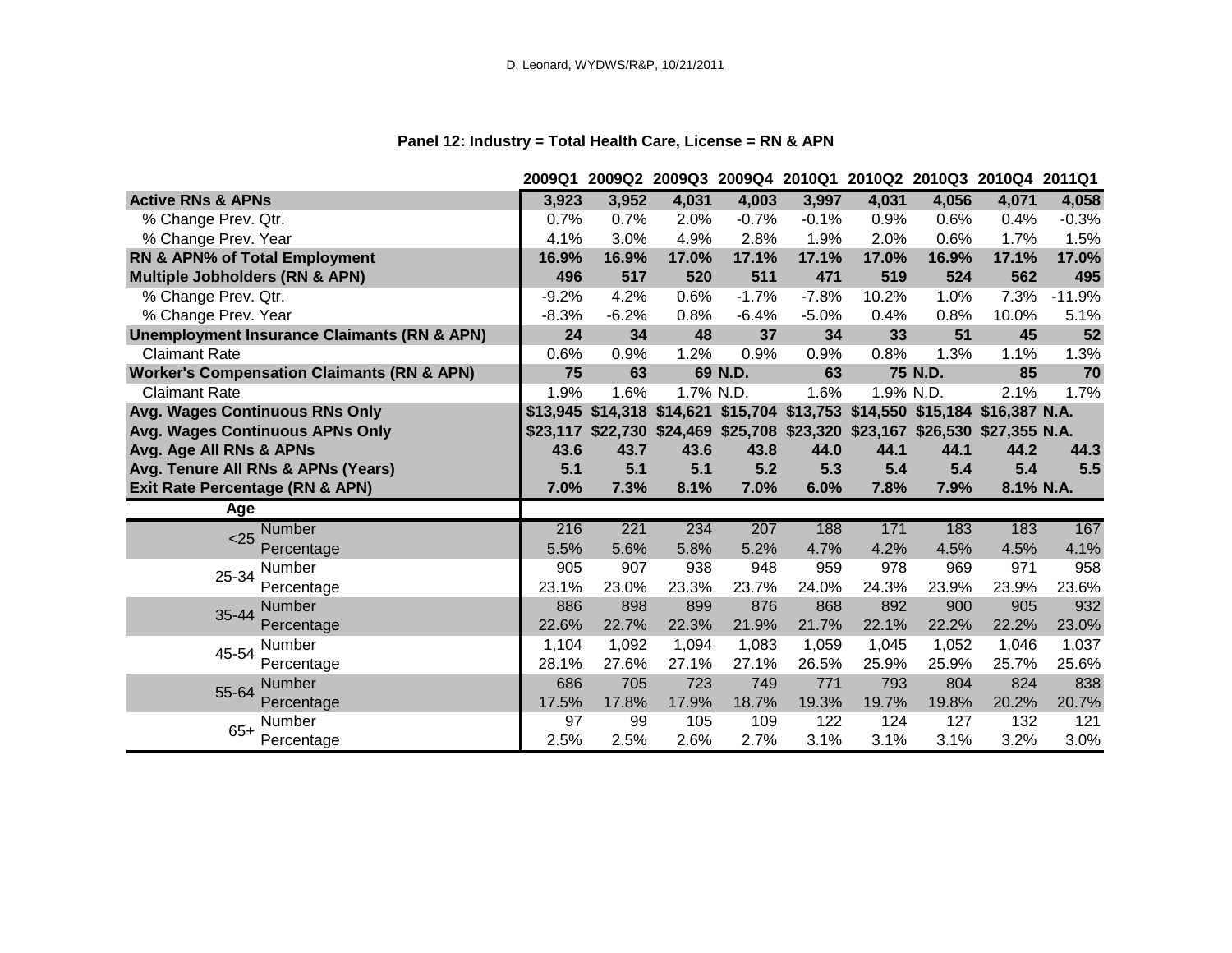D. Leonard, WYDWS/R&P, 10/21/2011

## Panel 12: Industry = Total Health Care, License = RN & APN

| | | 2009Q1 | 2009Q2 | 2009Q3 | 2009Q4 | 2010Q1 | 2010Q2 | 2010Q3 | 2010Q4 | 2011Q1 |
|---|---|---|---|---|---|---|---|---|---|---|
| **Active RNs & APNs** | | **3,923** | **3,952** | **4,031** | **4,003** | **3,997** | **4,031** | **4,056** | **4,071** | **4,058** |
| % Change Prev. Qtr. | | 0.7% | 0.7% | 2.0% | -0.7% | -0.1% | 0.9% | 0.6% | 0.4% | -0.3% |
| % Change Prev. Year | | 4.1% | 3.0% | 4.9% | 2.8% | 1.9% | 2.0% | 0.6% | 1.7% | 1.5% |
| **RN & APN% of Total Employment** | | **16.9%** | **16.9%** | **17.0%** | **17.1%** | **17.1%** | **17.0%** | **16.9%** | **17.1%** | **17.0%** |
| **Multiple Jobholders (RN & APN)** | | **496** | **517** | **520** | **511** | **471** | **519** | **524** | **562** | **495** |
| % Change Prev. Qtr. | | -9.2% | 4.2% | 0.6% | -1.7% | -7.8% | 10.2% | 1.0% | 7.3% | -11.9% |
| % Change Prev. Year | | -8.3% | -6.2% | 0.8% | -6.4% | -5.0% | 0.4% | 0.8% | 10.0% | 5.1% |
| **Unemployment Insurance Claimants (RN & APN)** | | **24** | **34** | **48** | **37** | **34** | **33** | **51** | **45** | **52** |
| Claimant Rate | | 0.6% | 0.9% | 1.2% | 0.9% | 0.9% | 0.8% | 1.3% | 1.1% | 1.3% |
| **Worker's Compensation Claimants (RN & APN)** | | **75** | **63** | **69** | **N.D.** | **63** | **75** | **N.D.** | **85** | **70** |
| Claimant Rate | | 1.9% | 1.6% | 1.7% | N.D. | 1.6% | 1.9% | N.D. | 2.1% | 1.7% |
| **Avg. Wages Continuous RNs Only** | | **$13,945** | **$14,318** | **$14,621** | **$15,704** | **$13,753** | **$14,550** | **$15,184** | **$16,387** | **N.A.** |
| **Avg. Wages Continuous APNs Only** | | **$23,117** | **$22,730** | **$24,469** | **$25,708** | **$23,320** | **$23,167** | **$26,530** | **$27,355** | **N.A.** |
| **Avg. Age All RNs & APNs** | | **43.6** | **43.7** | **43.6** | **43.8** | **44.0** | **44.1** | **44.1** | **44.2** | **44.3** |
| **Avg. Tenure All RNs & APNs (Years)** | | **5.1** | **5.1** | **5.1** | **5.2** | **5.3** | **5.4** | **5.4** | **5.4** | **5.5** |
| **Exit Rate Percentage (RN & APN)** | | **7.0%** | **7.3%** | **8.1%** | **7.0%** | **6.0%** | **7.8%** | **7.9%** | **8.1%** | **N.A.** |
| **Age** | | | | | | | | | | |
| <25 | Number | 216 | 221 | 234 | 207 | 188 | 171 | 183 | 183 | 167 |
| | Percentage | 5.5% | 5.6% | 5.8% | 5.2% | 4.7% | 4.2% | 4.5% | 4.5% | 4.1% |
| 25-34 | Number | 905 | 907 | 938 | 948 | 959 | 978 | 969 | 971 | 958 |
| | Percentage | 23.1% | 23.0% | 23.3% | 23.7% | 24.0% | 24.3% | 23.9% | 23.9% | 23.6% |
| 35-44 | Number | 886 | 898 | 899 | 876 | 868 | 892 | 900 | 905 | 932 |
| | Percentage | 22.6% | 22.7% | 22.3% | 21.9% | 21.7% | 22.1% | 22.2% | 22.2% | 23.0% |
| 45-54 | Number | 1,104 | 1,092 | 1,094 | 1,083 | 1,059 | 1,045 | 1,052 | 1,046 | 1,037 |
| | Percentage | 28.1% | 27.6% | 27.1% | 27.1% | 26.5% | 25.9% | 25.9% | 25.7% | 25.6% |
| 55-64 | Number | 686 | 705 | 723 | 749 | 771 | 793 | 804 | 824 | 838 |
| | Percentage | 17.5% | 17.8% | 17.9% | 18.7% | 19.3% | 19.7% | 19.8% | 20.2% | 20.7% |
| 65+ | Number | 97 | 99 | 105 | 109 | 122 | 124 | 127 | 132 | 121 |
| | Percentage | 2.5% | 2.5% | 2.6% | 2.7% | 3.1% | 3.1% | 3.1% | 3.2% | 3.0% |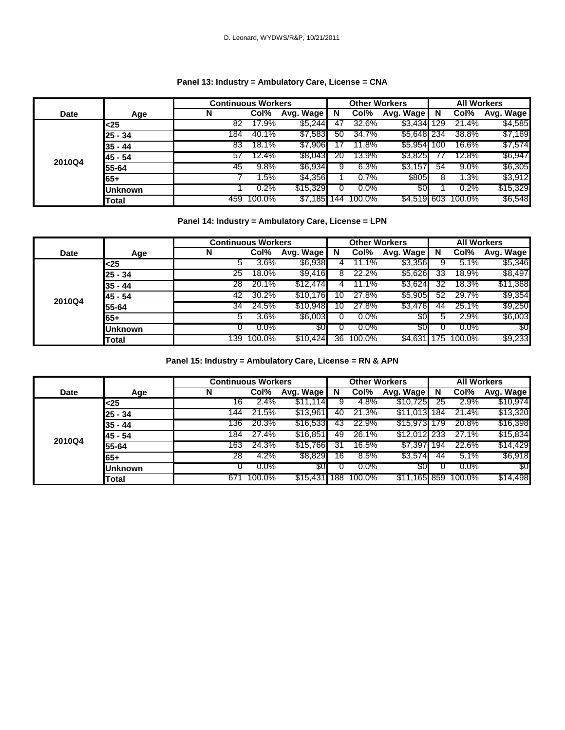### Panel 13: Industry = Ambulatory Care, License = CNA

| Date | Age | Continuous Workers | | | Other Workers | | | All Workers | | |
|---|---|---|---|---|---|---|---|---|---|---|
| | | N | Col% | Avg. Wage | N | Col% | Avg. Wage | N | Col% | Avg. Wage |
| 2010Q4 | <25 | 82 | 17.9% | $5,244 | 47 | 32.6% | $3,434 | 129 | 21.4% | $4,585 |
| | 25 - 34 | 184 | 40.1% | $7,583 | 50 | 34.7% | $5,648 | 234 | 38.8% | $7,169 |
| | 35 - 44 | 83 | 18.1% | $7,906 | 17 | 11.8% | $5,954 | 100 | 16.6% | $7,574 |
| | 45 - 54 | 57 | 12.4% | $8,043 | 20 | 13.9% | $3,825 | 77 | 12.8% | $6,947 |
| | 55-64 | 45 | 9.8% | $6,934 | 9 | 6.3% | $3,157 | 54 | 9.0% | $6,305 |
| | 65+ | 7 | 1.5% | $4,356 | 1 | 0.7% | $805 | 8 | 1.3% | $3,912 |
| | Unknown | 1 | 0.2% | $15,329 | 0 | 0.0% | $0 | 1 | 0.2% | $15,329 |
| | Total | 459 | 100.0% | $7,185 | 144 | 100.0% | $4,519 | 603 | 100.0% | $6,548 |

### Panel 14: Industry = Ambulatory Care, License = LPN

| Date | Age | Continuous Workers | | | Other Workers | | | All Workers | | |
|---|---|---|---|---|---|---|---|---|---|---|
| | | N | Col% | Avg. Wage | N | Col% | Avg. Wage | N | Col% | Avg. Wage |
| 2010Q4 | <25 | 5 | 3.6% | $6,938 | 4 | 11.1% | $3,356 | 9 | 5.1% | $5,346 |
| | 25 - 34 | 25 | 18.0% | $9,416 | 8 | 22.2% | $5,626 | 33 | 18.9% | $8,497 |
| | 35 - 44 | 28 | 20.1% | $12,474 | 4 | 11.1% | $3,624 | 32 | 18.3% | $11,368 |
| | 45 - 54 | 42 | 30.2% | $10,176 | 10 | 27.8% | $5,905 | 52 | 29.7% | $9,354 |
| | 55-64 | 34 | 24.5% | $10,948 | 10 | 27.8% | $3,476 | 44 | 25.1% | $9,250 |
| | 65+ | 5 | 3.6% | $6,003 | 0 | 0.0% | $0 | 5 | 2.9% | $6,003 |
| | Unknown | 0 | 0.0% | $0 | 0 | 0.0% | $0 | 0 | 0.0% | $0 |
| | Total | 139 | 100.0% | $10,424 | 36 | 100.0% | $4,631 | 175 | 100.0% | $9,233 |

### Panel 15: Industry = Ambulatory Care, License = RN & APN

| Date | Age | Continuous Workers | | | Other Workers | | | All Workers | | |
|---|---|---|---|---|---|---|---|---|---|---|
| | | N | Col% | Avg. Wage | N | Col% | Avg. Wage | N | Col% | Avg. Wage |
| 2010Q4 | <25 | 16 | 2.4% | $11,114 | 9 | 4.8% | $10,725 | 25 | 2.9% | $10,974 |
| | 25 - 34 | 144 | 21.5% | $13,961 | 40 | 21.3% | $11,013 | 184 | 21.4% | $13,320 |
| | 35 - 44 | 136 | 20.3% | $16,533 | 43 | 22.9% | $15,973 | 179 | 20.8% | $16,398 |
| | 45 - 54 | 184 | 27.4% | $16,851 | 49 | 26.1% | $12,012 | 233 | 27.1% | $15,834 |
| | 55-64 | 163 | 24.3% | $15,766 | 31 | 16.5% | $7,397 | 194 | 22.6% | $14,429 |
| | 65+ | 28 | 4.2% | $8,829 | 16 | 8.5% | $3,574 | 44 | 5.1% | $6,918 |
| | Unknown | 0 | 0.0% | $0 | 0 | 0.0% | $0 | 0 | 0.0% | $0 |
| | Total | 671 | 100.0% | $15,431 | 188 | 100.0% | $11,165 | 859 | 100.0% | $14,498 |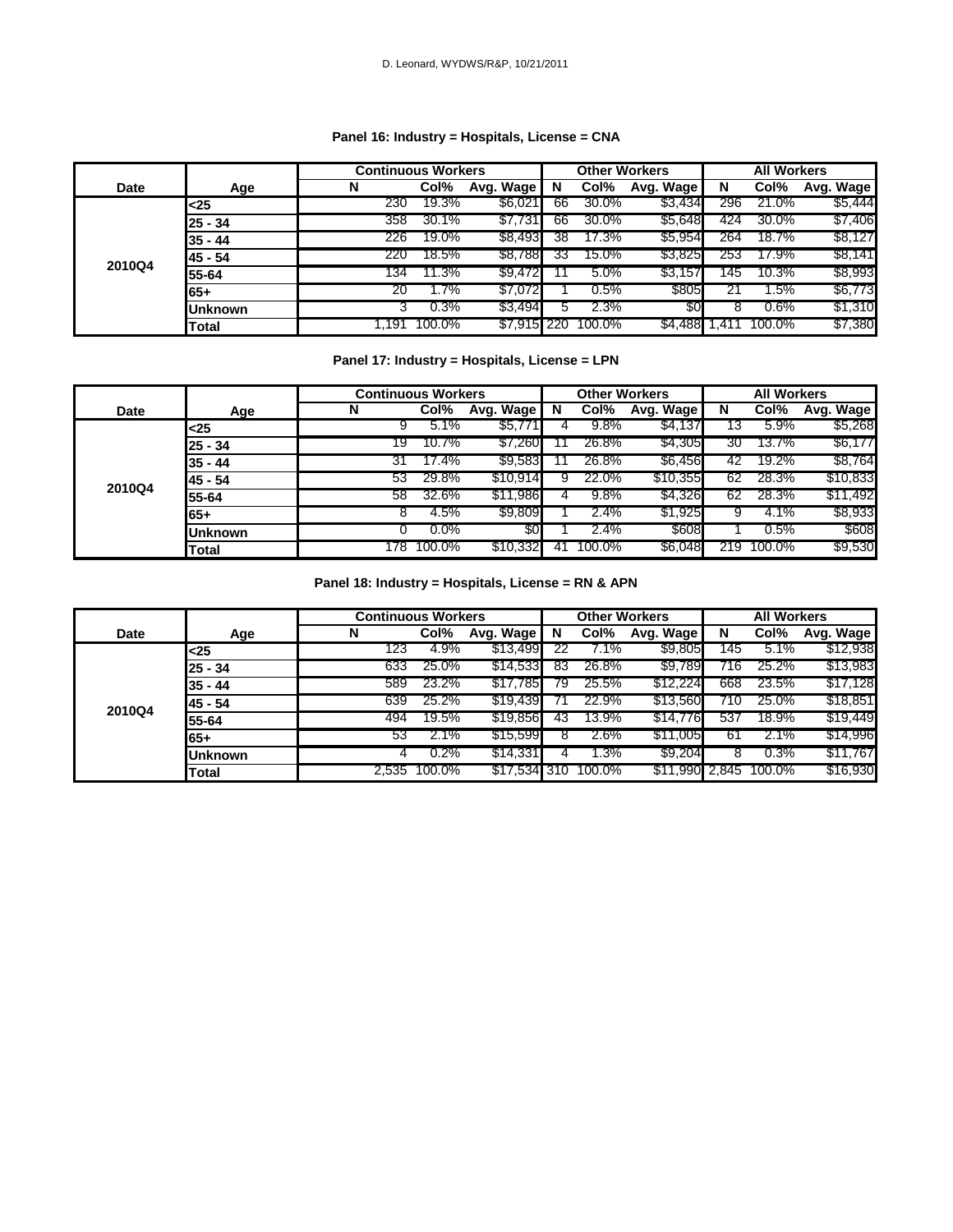### Panel 16: Industry = Hospitals, License = CNA

| Date | Age | Continuous Workers | | | Other Workers | | | All Workers | | |
|---|---|---|---|---|---|---|---|---|---|---|
| | | N | Col% | Avg. Wage | N | Col% | Avg. Wage | N | Col% | Avg. Wage |
| 2010Q4 | <25 | 230 | 19.3% | $6,021 | 66 | 30.0% | $3,434 | 296 | 21.0% | $5,444 |
| | 25 - 34 | 358 | 30.1% | $7,731 | 66 | 30.0% | $5,648 | 424 | 30.0% | $7,406 |
| | 35 - 44 | 226 | 19.0% | $8,493 | 38 | 17.3% | $5,954 | 264 | 18.7% | $8,127 |
| | 45 - 54 | 220 | 18.5% | $8,788 | 33 | 15.0% | $3,825 | 253 | 17.9% | $8,141 |
| | 55-64 | 134 | 11.3% | $9,472 | 11 | 5.0% | $3,157 | 145 | 10.3% | $8,993 |
| | 65+ | 20 | 1.7% | $7,072 | 1 | 0.5% | $805 | 21 | 1.5% | $6,773 |
| | Unknown | 3 | 0.3% | $3,494 | 5 | 2.3% | $0 | 8 | 0.6% | $1,310 |
| | Total | 1,191 | 100.0% | $7,915 | 220 | 100.0% | $4,488 | 1,411 | 100.0% | $7,380 |

### Panel 17: Industry = Hospitals, License = LPN

| Date | Age | Continuous Workers | | | Other Workers | | | All Workers | | |
|---|---|---|---|---|---|---|---|---|---|---|
| | | N | Col% | Avg. Wage | N | Col% | Avg. Wage | N | Col% | Avg. Wage |
| 2010Q4 | <25 | 9 | 5.1% | $5,771 | 4 | 9.8% | $4,137 | 13 | 5.9% | $5,268 |
| | 25 - 34 | 19 | 10.7% | $7,260 | 11 | 26.8% | $4,305 | 30 | 13.7% | $6,177 |
| | 35 - 44 | 31 | 17.4% | $9,583 | 11 | 26.8% | $6,456 | 42 | 19.2% | $8,764 |
| | 45 - 54 | 53 | 29.8% | $10,914 | 9 | 22.0% | $10,355 | 62 | 28.3% | $10,833 |
| | 55-64 | 58 | 32.6% | $11,986 | 4 | 9.8% | $4,326 | 62 | 28.3% | $11,492 |
| | 65+ | 8 | 4.5% | $9,809 | 1 | 2.4% | $1,925 | 9 | 4.1% | $8,933 |
| | Unknown | 0 | 0.0% | $0 | 1 | 2.4% | $608 | 1 | 0.5% | $608 |
| | Total | 178 | 100.0% | $10,332 | 41 | 100.0% | $6,048 | 219 | 100.0% | $9,530 |

### Panel 18: Industry = Hospitals, License = RN & APN

| Date | Age | Continuous Workers | | | Other Workers | | | All Workers | | |
|---|---|---|---|---|---|---|---|---|---|---|
| | | N | Col% | Avg. Wage | N | Col% | Avg. Wage | N | Col% | Avg. Wage |
| 2010Q4 | <25 | 123 | 4.9% | $13,499 | 22 | 7.1% | $9,805 | 145 | 5.1% | $12,938 |
| | 25 - 34 | 633 | 25.0% | $14,533 | 83 | 26.8% | $9,789 | 716 | 25.2% | $13,983 |
| | 35 - 44 | 589 | 23.2% | $17,785 | 79 | 25.5% | $12,224 | 668 | 23.5% | $17,128 |
| | 45 - 54 | 639 | 25.2% | $19,439 | 71 | 22.9% | $13,560 | 710 | 25.0% | $18,851 |
| | 55-64 | 494 | 19.5% | $19,856 | 43 | 13.9% | $14,776 | 537 | 18.9% | $19,449 |
| | 65+ | 53 | 2.1% | $15,599 | 8 | 2.6% | $11,005 | 61 | 2.1% | $14,996 |
| | Unknown | 4 | 0.2% | $14,331 | 4 | 1.3% | $9,204 | 8 | 0.3% | $11,767 |
| | Total | 2,535 | 100.0% | $17,534 | 310 | 100.0% | $11,990 | 2,845 | 100.0% | $16,930 |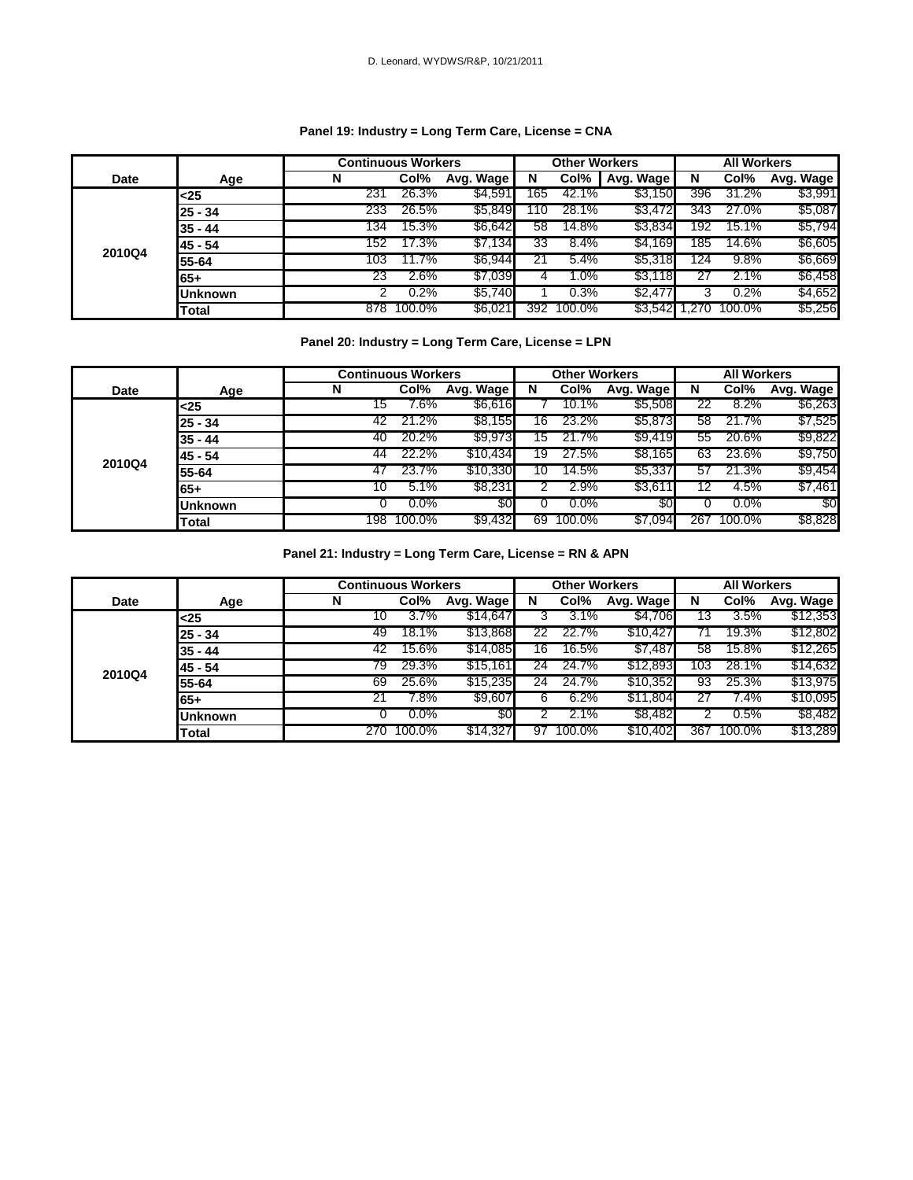### Panel 19: Industry = Long Term Care, License = CNA

| Date | Age | Continuous Workers | | | Other Workers | | | All Workers | | |
|---|---|---|---|---|---|---|---|---|---|---|
| | | N | Col% | Avg. Wage | N | Col% | Avg. Wage | N | Col% | Avg. Wage |
| 2010Q4 | <25 | 231 | 26.3% | $4,591 | 165 | 42.1% | $3,150 | 396 | 31.2% | $3,991 |
| | 25 - 34 | 233 | 26.5% | $5,849 | 110 | 28.1% | $3,472 | 343 | 27.0% | $5,087 |
| | 35 - 44 | 134 | 15.3% | $6,642 | 58 | 14.8% | $3,834 | 192 | 15.1% | $5,794 |
| | 45 - 54 | 152 | 17.3% | $7,134 | 33 | 8.4% | $4,169 | 185 | 14.6% | $6,605 |
| | 55-64 | 103 | 11.7% | $6,944 | 21 | 5.4% | $5,318 | 124 | 9.8% | $6,669 |
| | 65+ | 23 | 2.6% | $7,039 | 4 | 1.0% | $3,118 | 27 | 2.1% | $6,458 |
| | Unknown | 2 | 0.2% | $5,740 | 1 | 0.3% | $2,477 | 3 | 0.2% | $4,652 |
| | Total | 878 | 100.0% | $6,021 | 392 | 100.0% | $3,542 | 1,270 | 100.0% | $5,256 |

### Panel 20: Industry = Long Term Care, License = LPN

| Date | Age | Continuous Workers | | | Other Workers | | | All Workers | | |
|---|---|---|---|---|---|---|---|---|---|---|
| | | N | Col% | Avg. Wage | N | Col% | Avg. Wage | N | Col% | Avg. Wage |
| 2010Q4 | <25 | 15 | 7.6% | $6,616 | 7 | 10.1% | $5,508 | 22 | 8.2% | $6,263 |
| | 25 - 34 | 42 | 21.2% | $8,155 | 16 | 23.2% | $5,873 | 58 | 21.7% | $7,525 |
| | 35 - 44 | 40 | 20.2% | $9,973 | 15 | 21.7% | $9,419 | 55 | 20.6% | $9,822 |
| | 45 - 54 | 44 | 22.2% | $10,434 | 19 | 27.5% | $8,165 | 63 | 23.6% | $9,750 |
| | 55-64 | 47 | 23.7% | $10,330 | 10 | 14.5% | $5,337 | 57 | 21.3% | $9,454 |
| | 65+ | 10 | 5.1% | $8,231 | 2 | 2.9% | $3,611 | 12 | 4.5% | $7,461 |
| | Unknown | 0 | 0.0% | $0 | 0 | 0.0% | $0 | 0 | 0.0% | $0 |
| | Total | 198 | 100.0% | $9,432 | 69 | 100.0% | $7,094 | 267 | 100.0% | $8,828 |

### Panel 21: Industry = Long Term Care, License = RN & APN

| Date | Age | Continuous Workers | | | Other Workers | | | All Workers | | |
|---|---|---|---|---|---|---|---|---|---|---|
| | | N | Col% | Avg. Wage | N | Col% | Avg. Wage | N | Col% | Avg. Wage |
| 2010Q4 | <25 | 10 | 3.7% | $14,647 | 3 | 3.1% | $4,706 | 13 | 3.5% | $12,353 |
| | 25 - 34 | 49 | 18.1% | $13,868 | 22 | 22.7% | $10,427 | 71 | 19.3% | $12,802 |
| | 35 - 44 | 42 | 15.6% | $14,085 | 16 | 16.5% | $7,487 | 58 | 15.8% | $12,265 |
| | 45 - 54 | 79 | 29.3% | $15,161 | 24 | 24.7% | $12,893 | 103 | 28.1% | $14,632 |
| | 55-64 | 69 | 25.6% | $15,235 | 24 | 24.7% | $10,352 | 93 | 25.3% | $13,975 |
| | 65+ | 21 | 7.8% | $9,607 | 6 | 6.2% | $11,804 | 27 | 7.4% | $10,095 |
| | Unknown | 0 | 0.0% | $0 | 2 | 2.1% | $8,482 | 2 | 0.5% | $8,482 |
| | Total | 270 | 100.0% | $14,327 | 97 | 100.0% | $10,402 | 367 | 100.0% | $13,289 |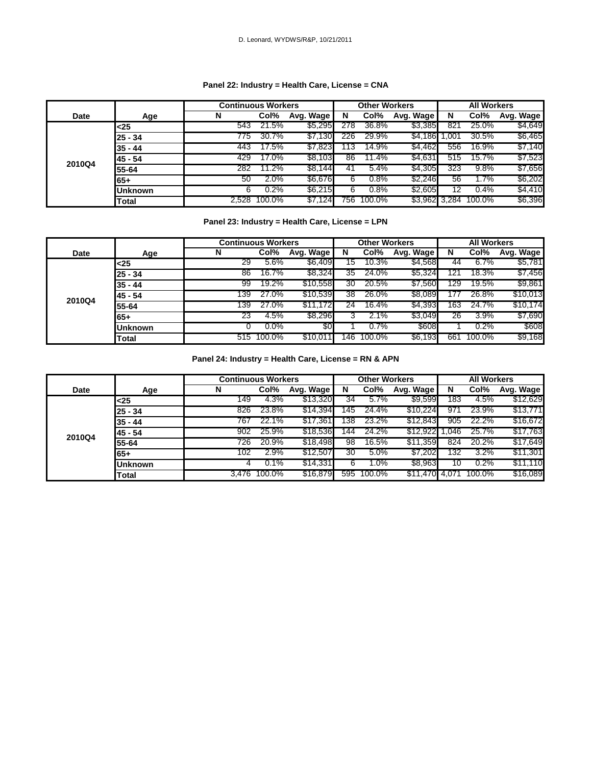D. Leonard, WYDWS/R&P, 10/21/2011

### Panel 22: Industry = Health Care, License = CNA

| Date | Age | Continuous Workers | | | Other Workers | | | All Workers | | |
|---|---|---|---|---|---|---|---|---|---|---|
| | | N | Col% | Avg. Wage | N | Col% | Avg. Wage | N | Col% | Avg. Wage |
| 2010Q4 | <25 | 543 | 21.5% | $5,295 | 278 | 36.8% | $3,385 | 821 | 25.0% | $4,649 |
| | 25 - 34 | 775 | 30.7% | $7,130 | 226 | 29.9% | $4,186 | 1,001 | 30.5% | $6,465 |
| | 35 - 44 | 443 | 17.5% | $7,823 | 113 | 14.9% | $4,462 | 556 | 16.9% | $7,140 |
| | 45 - 54 | 429 | 17.0% | $8,103 | 86 | 11.4% | $4,631 | 515 | 15.7% | $7,523 |
| | 55-64 | 282 | 11.2% | $8,144 | 41 | 5.4% | $4,305 | 323 | 9.8% | $7,656 |
| | 65+ | 50 | 2.0% | $6,676 | 6 | 0.8% | $2,246 | 56 | 1.7% | $6,202 |
| | Unknown | 6 | 0.2% | $6,215 | 6 | 0.8% | $2,605 | 12 | 0.4% | $4,410 |
| | Total | 2,528 | 100.0% | $7,124 | 756 | 100.0% | $3,962 | 3,284 | 100.0% | $6,396 |

### Panel 23: Industry = Health Care, License = LPN

| Date | Age | Continuous Workers | | | Other Workers | | | All Workers | | |
|---|---|---|---|---|---|---|---|---|---|---|
| | | N | Col% | Avg. Wage | N | Col% | Avg. Wage | N | Col% | Avg. Wage |
| 2010Q4 | <25 | 29 | 5.6% | $6,409 | 15 | 10.3% | $4,568 | 44 | 6.7% | $5,781 |
| | 25 - 34 | 86 | 16.7% | $8,324 | 35 | 24.0% | $5,324 | 121 | 18.3% | $7,456 |
| | 35 - 44 | 99 | 19.2% | $10,558 | 30 | 20.5% | $7,560 | 129 | 19.5% | $9,861 |
| | 45 - 54 | 139 | 27.0% | $10,539 | 38 | 26.0% | $8,089 | 177 | 26.8% | $10,013 |
| | 55-64 | 139 | 27.0% | $11,172 | 24 | 16.4% | $4,393 | 163 | 24.7% | $10,174 |
| | 65+ | 23 | 4.5% | $8,296 | 3 | 2.1% | $3,049 | 26 | 3.9% | $7,690 |
| | Unknown | 0 | 0.0% | $0 | 1 | 0.7% | $608 | 1 | 0.2% | $608 |
| | Total | 515 | 100.0% | $10,011 | 146 | 100.0% | $6,193 | 661 | 100.0% | $9,168 |

### Panel 24: Industry = Health Care, License = RN & APN

| Date | Age | Continuous Workers | | | Other Workers | | | All Workers | | |
|---|---|---|---|---|---|---|---|---|---|---|
| | | N | Col% | Avg. Wage | N | Col% | Avg. Wage | N | Col% | Avg. Wage |
| 2010Q4 | <25 | 149 | 4.3% | $13,320 | 34 | 5.7% | $9,599 | 183 | 4.5% | $12,629 |
| | 25 - 34 | 826 | 23.8% | $14,394 | 145 | 24.4% | $10,224 | 971 | 23.9% | $13,771 |
| | 35 - 44 | 767 | 22.1% | $17,361 | 138 | 23.2% | $12,843 | 905 | 22.2% | $16,672 |
| | 45 - 54 | 902 | 25.9% | $18,536 | 144 | 24.2% | $12,922 | 1,046 | 25.7% | $17,763 |
| | 55-64 | 726 | 20.9% | $18,498 | 98 | 16.5% | $11,359 | 824 | 20.2% | $17,649 |
| | 65+ | 102 | 2.9% | $12,507 | 30 | 5.0% | $7,202 | 132 | 3.2% | $11,301 |
| | Unknown | 4 | 0.1% | $14,331 | 6 | 1.0% | $8,963 | 10 | 0.2% | $11,110 |
| | Total | 3,476 | 100.0% | $16,879 | 595 | 100.0% | $11,470 | 4,071 | 100.0% | $16,089 |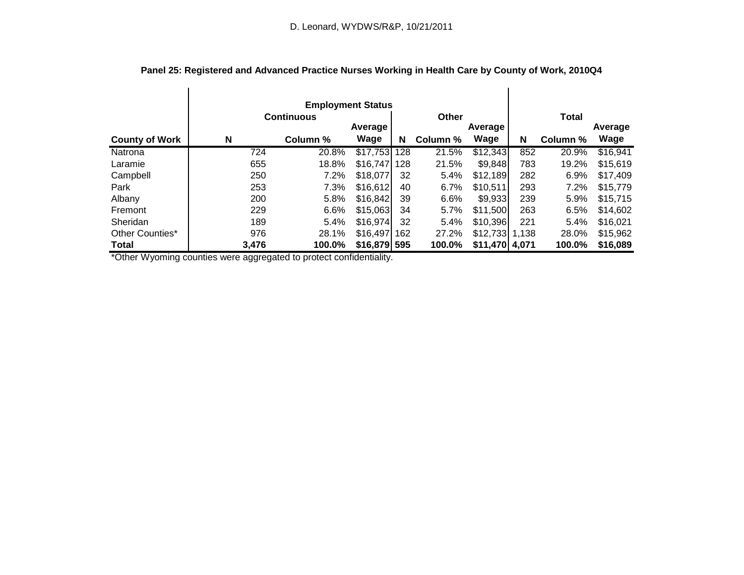D. Leonard, WYDWS/R&P, 10/21/2011

**Panel 25: Registered and Advanced Practice Nurses Working in Health Care by County of Work, 2010Q4**

| | Employment Status | | | | | | | | |
|---|---|---|---|---|---|---|---|---|---|
| | Continuous | | | Other | | | Total | | |
| County of Work | N | Column % | Average Wage | N | Column % | Average Wage | N | Column % | Average Wage |
| Natrona | 724 | 20.8% | $17,753 | 128 | 21.5% | $12,343 | 852 | 20.9% | $16,941 |
| Laramie | 655 | 18.8% | $16,747 | 128 | 21.5% | $9,848 | 783 | 19.2% | $15,619 |
| Campbell | 250 | 7.2% | $18,077 | 32 | 5.4% | $12,189 | 282 | 6.9% | $17,409 |
| Park | 253 | 7.3% | $16,612 | 40 | 6.7% | $10,511 | 293 | 7.2% | $15,779 |
| Albany | 200 | 5.8% | $16,842 | 39 | 6.6% | $9,933 | 239 | 5.9% | $15,715 |
| Fremont | 229 | 6.6% | $15,063 | 34 | 5.7% | $11,500 | 263 | 6.5% | $14,602 |
| Sheridan | 189 | 5.4% | $16,974 | 32 | 5.4% | $10,396 | 221 | 5.4% | $16,021 |
| Other Counties* | 976 | 28.1% | $16,497 | 162 | 27.2% | $12,733 | 1,138 | 28.0% | $15,962 |
| **Total** | **3,476** | **100.0%** | **$16,879** | **595** | **100.0%** | **$11,470** | **4,071** | **100.0%** | **$16,089** |

*Other Wyoming counties were aggregated to protect confidentiality.